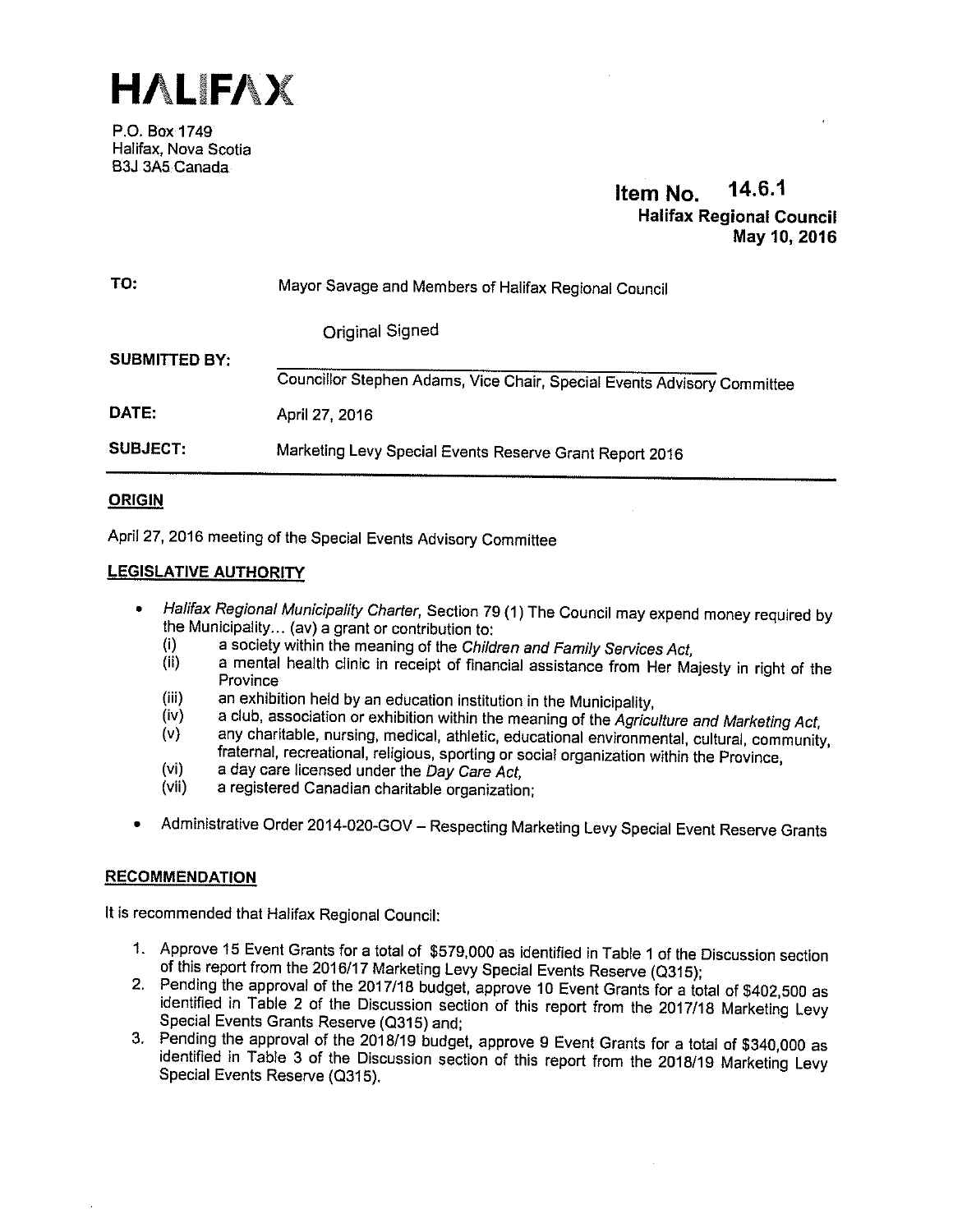# HALIFAX

P.O. Box 1749
Halifax, Nova Scotia
B3J 3A5 Canada

**Item No. 14.6.1**
**Halifax Regional Council**
**May 10, 2016**

| | |
|---|---|
| **TO:** | Mayor Savage and Members of Halifax Regional Council |
| | Original Signed |
| **SUBMITTED BY:** | Councillor Stephen Adams, Vice Chair, Special Events Advisory Committee |
| **DATE:** | April 27, 2016 |
| **SUBJECT:** | Marketing Levy Special Events Reserve Grant Report 2016 |

## ORIGIN

April 27, 2016 meeting of the Special Events Advisory Committee

## LEGISLATIVE AUTHORITY

- *Halifax Regional Municipality Charter*, Section 79 (1) The Council may expend money required by the Municipality... (av) a grant or contribution to:
  - (i) a society within the meaning of the *Children and Family Services Act*,
  - (ii) a mental health clinic in receipt of financial assistance from Her Majesty in right of the Province
  - (iii) an exhibition held by an education institution in the Municipality,
  - (iv) a club, association or exhibition within the meaning of the *Agriculture and Marketing Act*,
  - (v) any charitable, nursing, medical, athletic, educational environmental, cultural, community, fraternal, recreational, religious, sporting or social organization within the Province,
  - (vi) a day care licensed under the *Day Care Act*,
  - (vii) a registered Canadian charitable organization;
- Administrative Order 2014-020-GOV – Respecting Marketing Levy Special Event Reserve Grants

## RECOMMENDATION

It is recommended that Halifax Regional Council:

1. Approve 15 Event Grants for a total of $579,000 as identified in Table 1 of the Discussion section of this report from the 2016/17 Marketing Levy Special Events Reserve (Q315);
2. Pending the approval of the 2017/18 budget, approve 10 Event Grants for a total of $402,500 as identified in Table 2 of the Discussion section of this report from the 2017/18 Marketing Levy Special Events Grants Reserve (Q315) and;
3. Pending the approval of the 2018/19 budget, approve 9 Event Grants for a total of $340,000 as identified in Table 3 of the Discussion section of this report from the 2018/19 Marketing Levy Special Events Reserve (Q315).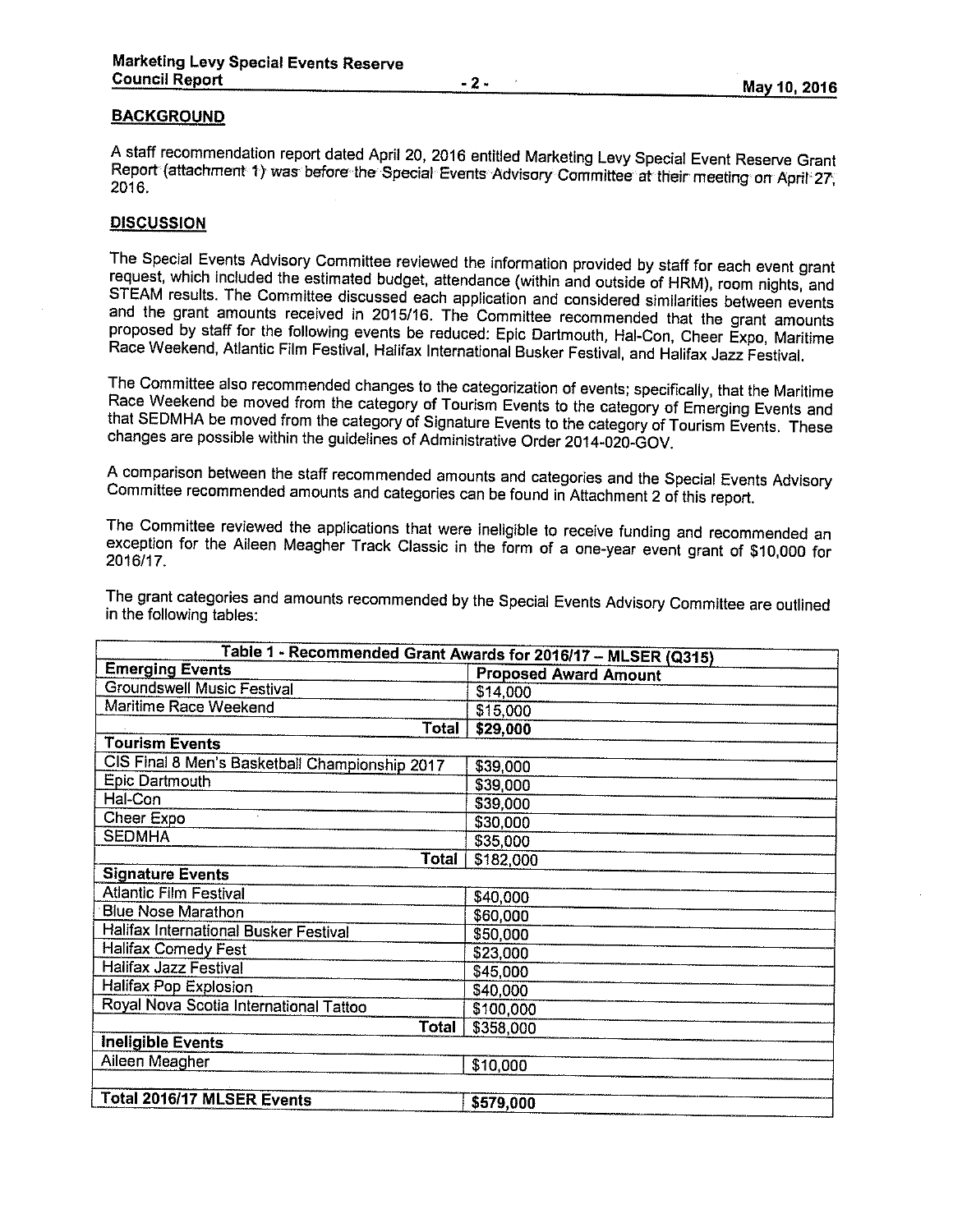## BACKGROUND

A staff recommendation report dated April 20, 2016 entitled Marketing Levy Special Event Reserve Grant Report (attachment 1) was before the Special Events Advisory Committee at their meeting on April 27, 2016.

## DISCUSSION

The Special Events Advisory Committee reviewed the information provided by staff for each event grant request, which included the estimated budget, attendance (within and outside of HRM), room nights, and STEAM results. The Committee discussed each application and considered similarities between events and the grant amounts received in 2015/16. The Committee recommended that the grant amounts proposed by staff for the following events be reduced: Epic Dartmouth, Hal-Con, Cheer Expo, Maritime Race Weekend, Atlantic Film Festival, Halifax International Busker Festival, and Halifax Jazz Festival.

The Committee also recommended changes to the categorization of events; specifically, that the Maritime Race Weekend be moved from the category of Tourism Events to the category of Emerging Events and that SEDMHA be moved from the category of Signature Events to the category of Tourism Events. These changes are possible within the guidelines of Administrative Order 2014-020-GOV.

A comparison between the staff recommended amounts and categories and the Special Events Advisory Committee recommended amounts and categories can be found in Attachment 2 of this report.

The Committee reviewed the applications that were ineligible to receive funding and recommended an exception for the Aileen Meagher Track Classic in the form of a one-year event grant of $10,000 for 2016/17.

The grant categories and amounts recommended by the Special Events Advisory Committee are outlined in the following tables:

| Table 1 - Recommended Grant Awards for 2016/17 – MLSER (Q315) | |
|---|---|
| **Emerging Events** | **Proposed Award Amount** |
| Groundswell Music Festival | $14,000 |
| Maritime Race Weekend | $15,000 |
| **Total** | **$29,000** |
| **Tourism Events** | |
| CIS Final 8 Men's Basketball Championship 2017 | $39,000 |
| Epic Dartmouth | $39,000 |
| Hal-Con | $39,000 |
| Cheer Expo | $30,000 |
| SEDMHA | $35,000 |
| **Total** | $182,000 |
| **Signature Events** | |
| Atlantic Film Festival | $40,000 |
| Blue Nose Marathon | $60,000 |
| Halifax International Busker Festival | $50,000 |
| Halifax Comedy Fest | $23,000 |
| Halifax Jazz Festival | $45,000 |
| Halifax Pop Explosion | $40,000 |
| Royal Nova Scotia International Tattoo | $100,000 |
| **Total** | $358,000 |
| **Ineligible Events** | |
| Aileen Meagher | $10,000 |
| | |
| **Total 2016/17 MLSER Events** | **$579,000** |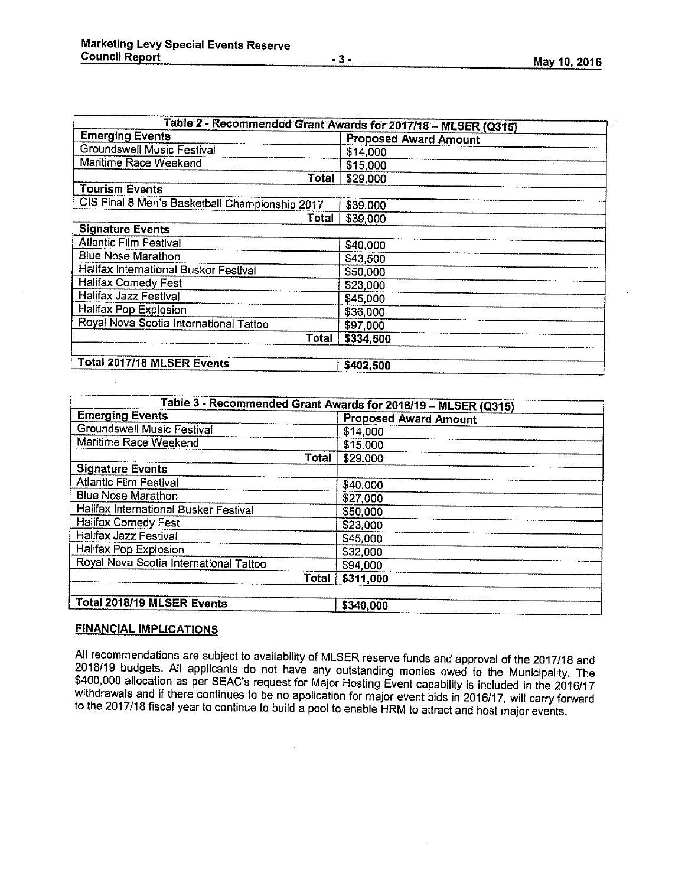| Table 2 - Recommended Grant Awards for 2017/18 – MLSER (Q315) | |
|---|---|
| **Emerging Events** | **Proposed Award Amount** |
| Groundswell Music Festival | $14,000 |
| Maritime Race Weekend | $15,000 |
| **Total** | $29,000 |
| **Tourism Events** | |
| CIS Final 8 Men's Basketball Championship 2017 | $39,000 |
| **Total** | $39,000 |
| **Signature Events** | |
| Atlantic Film Festival | $40,000 |
| Blue Nose Marathon | $43,500 |
| Halifax International Busker Festival | $50,000 |
| Halifax Comedy Fest | $23,000 |
| Halifax Jazz Festival | $45,000 |
| Halifax Pop Explosion | $36,000 |
| Royal Nova Scotia International Tattoo | $97,000 |
| **Total** | **$334,500** |
| | |
| **Total 2017/18 MLSER Events** | **$402,500** |

| Table 3 - Recommended Grant Awards for 2018/19 – MLSER (Q315) | |
|---|---|
| **Emerging Events** | **Proposed Award Amount** |
| Groundswell Music Festival | $14,000 |
| Maritime Race Weekend | $15,000 |
| **Total** | $29,000 |
| **Signature Events** | |
| Atlantic Film Festival | $40,000 |
| Blue Nose Marathon | $27,000 |
| Halifax International Busker Festival | $50,000 |
| Halifax Comedy Fest | $23,000 |
| Halifax Jazz Festival | $45,000 |
| Halifax Pop Explosion | $32,000 |
| Royal Nova Scotia International Tattoo | $94,000 |
| **Total** | **$311,000** |
| | |
| **Total 2018/19 MLSER Events** | **$340,000** |

## FINANCIAL IMPLICATIONS

All recommendations are subject to availability of MLSER reserve funds and approval of the 2017/18 and 2018/19 budgets. All applicants do not have any outstanding monies owed to the Municipality. The $400,000 allocation as per SEAC's request for Major Hosting Event capability is included in the 2016/17 withdrawals and if there continues to be no application for major event bids in 2016/17, will carry forward to the 2017/18 fiscal year to continue to build a pool to enable HRM to attract and host major events.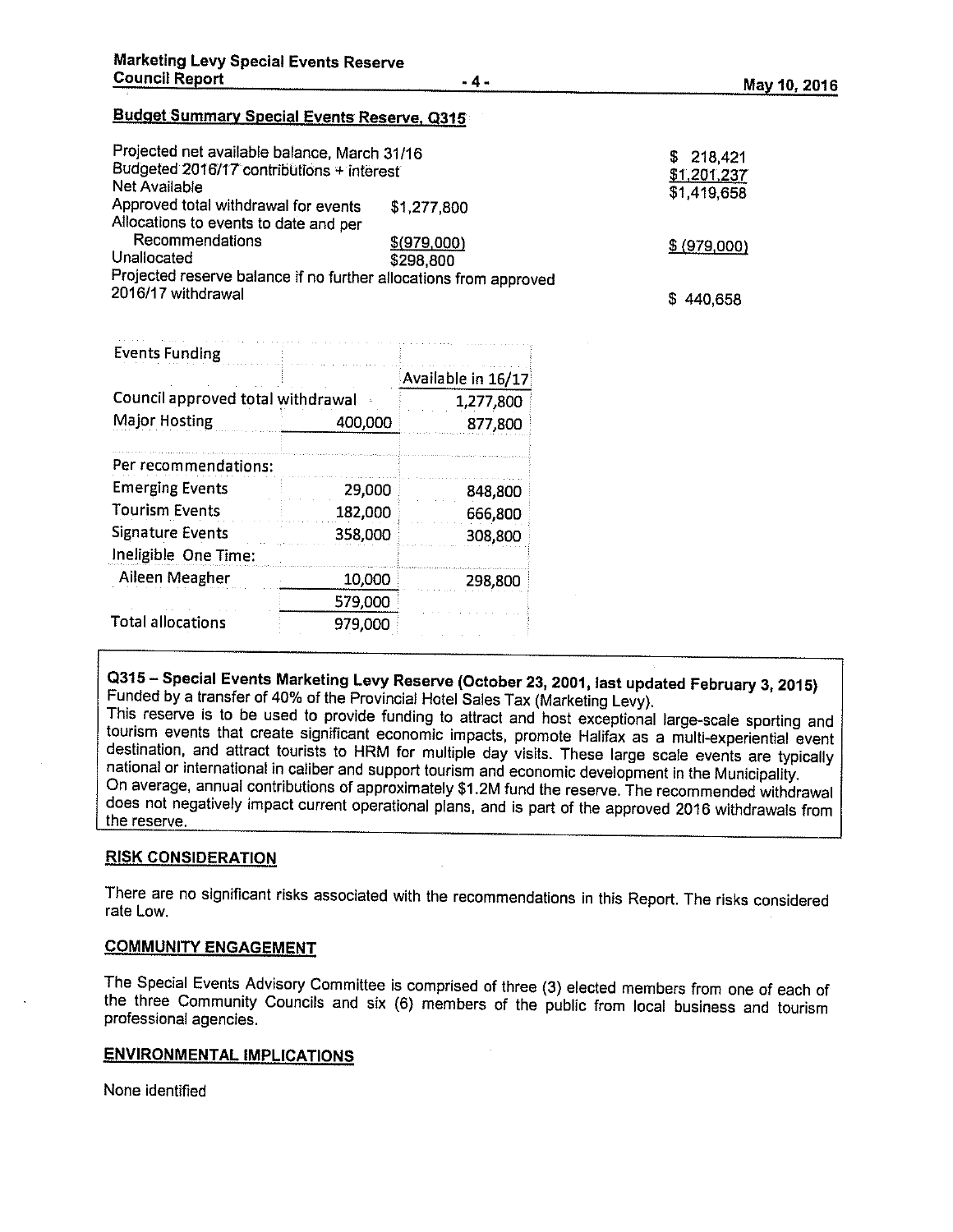**Budget Summary Special Events Reserve, Q315**

| | | |
|---|---|---|
| Projected net available balance, March 31/16 | | $ 218,421 |
| Budgeted 2016/17 contributions + interest | | $1,201,237 |
| Net Available | | $1,419,658 |
| Approved total withdrawal for events | $1,277,800 | |
| Allocations to events to date and per Recommendations | $(979,000) | $ (979,000) |
| Unallocated | $298,800 | |
| Projected reserve balance if no further allocations from approved 2016/17 withdrawal | | $ 440,658 |

| Events Funding | | |
|---|---|---|
| | | Available in 16/17 |
| Council approved total withdrawal | | 1,277,800 |
| Major Hosting | 400,000 | 877,800 |
| | | |
| Per recommendations: | | |
| Emerging Events | 29,000 | 848,800 |
| Tourism Events | 182,000 | 666,800 |
| Signature Events | 358,000 | 308,800 |
| Ineligible One Time: | | |
| Aileen Meagher | 10,000 | 298,800 |
| | 579,000 | |
| Total allocations | 979,000 | |

**Q315 – Special Events Marketing Levy Reserve (October 23, 2001, last updated February 3, 2015)**
Funded by a transfer of 40% of the Provincial Hotel Sales Tax (Marketing Levy).
This reserve is to be used to provide funding to attract and host exceptional large-scale sporting and tourism events that create significant economic impacts, promote Halifax as a multi-experiential event destination, and attract tourists to HRM for multiple day visits. These large scale events are typically national or international in caliber and support tourism and economic development in the Municipality.
On average, annual contributions of approximately $1.2M fund the reserve. The recommended withdrawal does not negatively impact current operational plans, and is part of the approved 2016 withdrawals from the reserve.

## RISK CONSIDERATION

There are no significant risks associated with the recommendations in this Report. The risks considered rate Low.

## COMMUNITY ENGAGEMENT

The Special Events Advisory Committee is comprised of three (3) elected members from one of each of the three Community Councils and six (6) members of the public from local business and tourism professional agencies.

## ENVIRONMENTAL IMPLICATIONS

None identified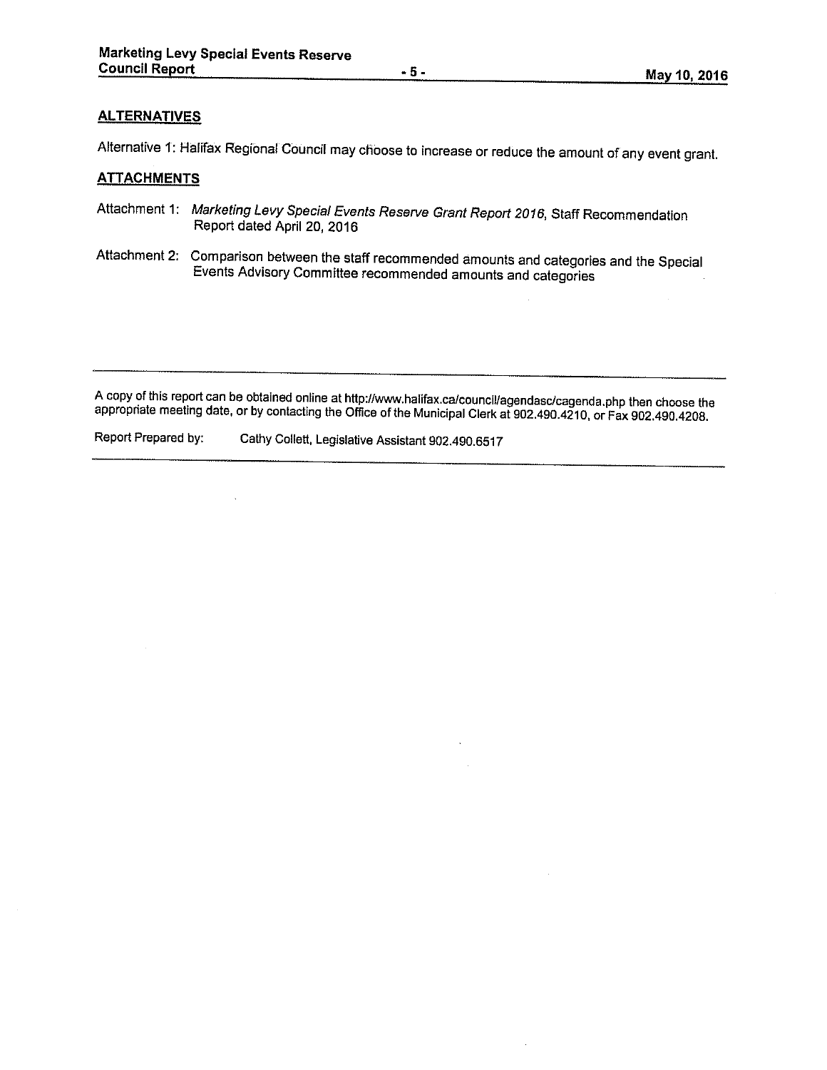## ALTERNATIVES

Alternative 1: Halifax Regional Council may choose to increase or reduce the amount of any event grant.

## ATTACHMENTS

Attachment 1: *Marketing Levy Special Events Reserve Grant Report 2016*, Staff Recommendation Report dated April 20, 2016

Attachment 2: Comparison between the staff recommended amounts and categories and the Special Events Advisory Committee recommended amounts and categories

---

A copy of this report can be obtained online at http://www.halifax.ca/council/agendasc/cagenda.php then choose the appropriate meeting date, or by contacting the Office of the Municipal Clerk at 902.490.4210, or Fax 902.490.4208.

Report Prepared by: Cathy Collett, Legislative Assistant 902.490.6517

---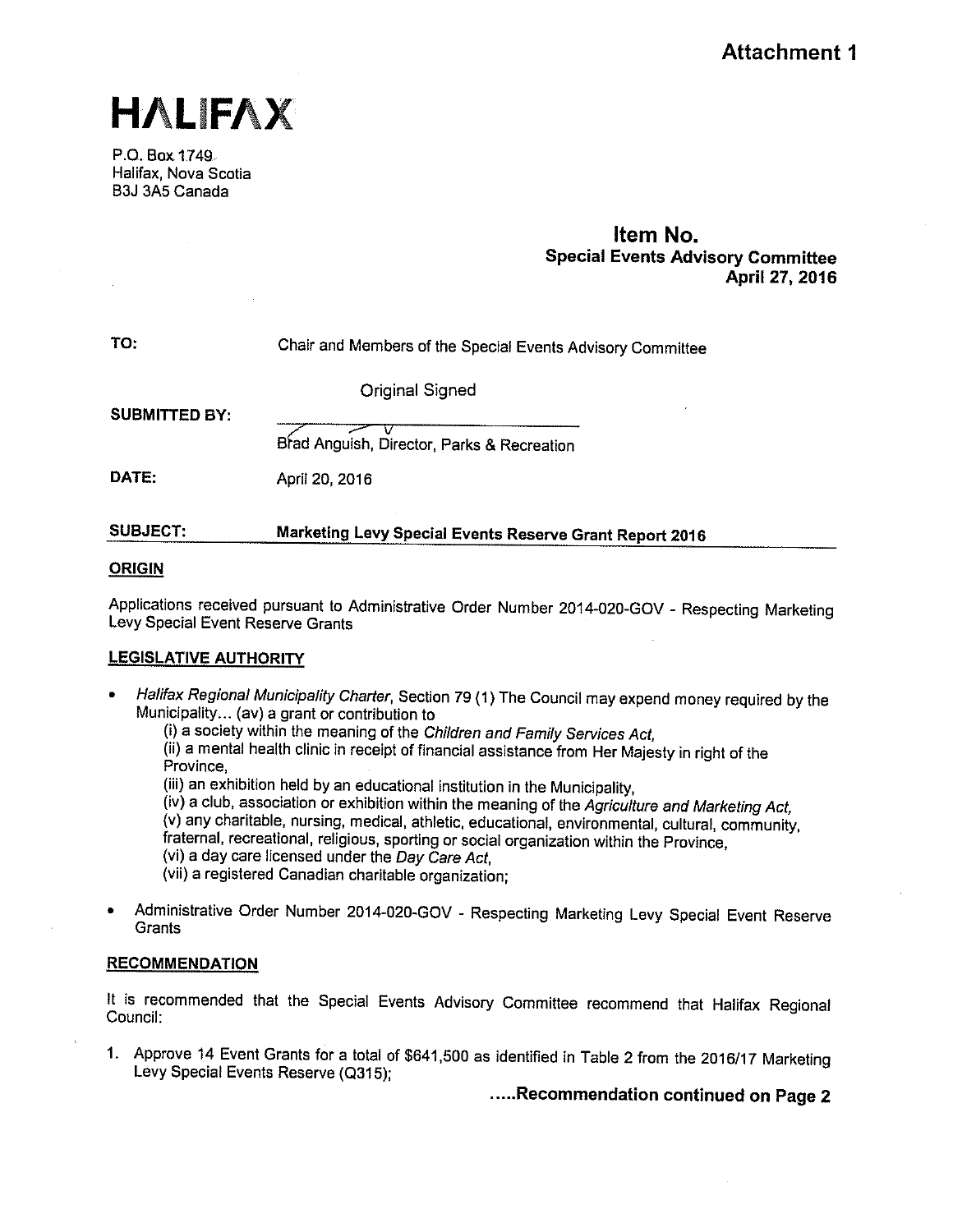**Attachment 1**

# HALIFAX

P.O. Box 1749
Halifax, Nova Scotia
B3J 3A5 Canada

**Item No.**
**Special Events Advisory Committee**
**April 27, 2016**

**TO:** Chair and Members of the Special Events Advisory Committee

Original Signed

**SUBMITTED BY:**

Brad Anguish, Director, Parks & Recreation

**DATE:** April 20, 2016

**SUBJECT:** **Marketing Levy Special Events Reserve Grant Report 2016**

## ORIGIN

Applications received pursuant to Administrative Order Number 2014-020-GOV - Respecting Marketing Levy Special Event Reserve Grants

## LEGISLATIVE AUTHORITY

- *Halifax Regional Municipality Charter*, Section 79 (1) The Council may expend money required by the Municipality... (av) a grant or contribution to
  (i) a society within the meaning of the *Children and Family Services Act*,
  (ii) a mental health clinic in receipt of financial assistance from Her Majesty in right of the Province,
  (iii) an exhibition held by an educational institution in the Municipality,
  (iv) a club, association or exhibition within the meaning of the *Agriculture and Marketing Act*,
  (v) any charitable, nursing, medical, athletic, educational, environmental, cultural, community, fraternal, recreational, religious, sporting or social organization within the Province,
  (vi) a day care licensed under the *Day Care Act*,
  (vii) a registered Canadian charitable organization;
- Administrative Order Number 2014-020-GOV - Respecting Marketing Levy Special Event Reserve Grants

## RECOMMENDATION

It is recommended that the Special Events Advisory Committee recommend that Halifax Regional Council:

1. Approve 14 Event Grants for a total of $641,500 as identified in Table 2 from the 2016/17 Marketing Levy Special Events Reserve (Q315);

**.....Recommendation continued on Page 2**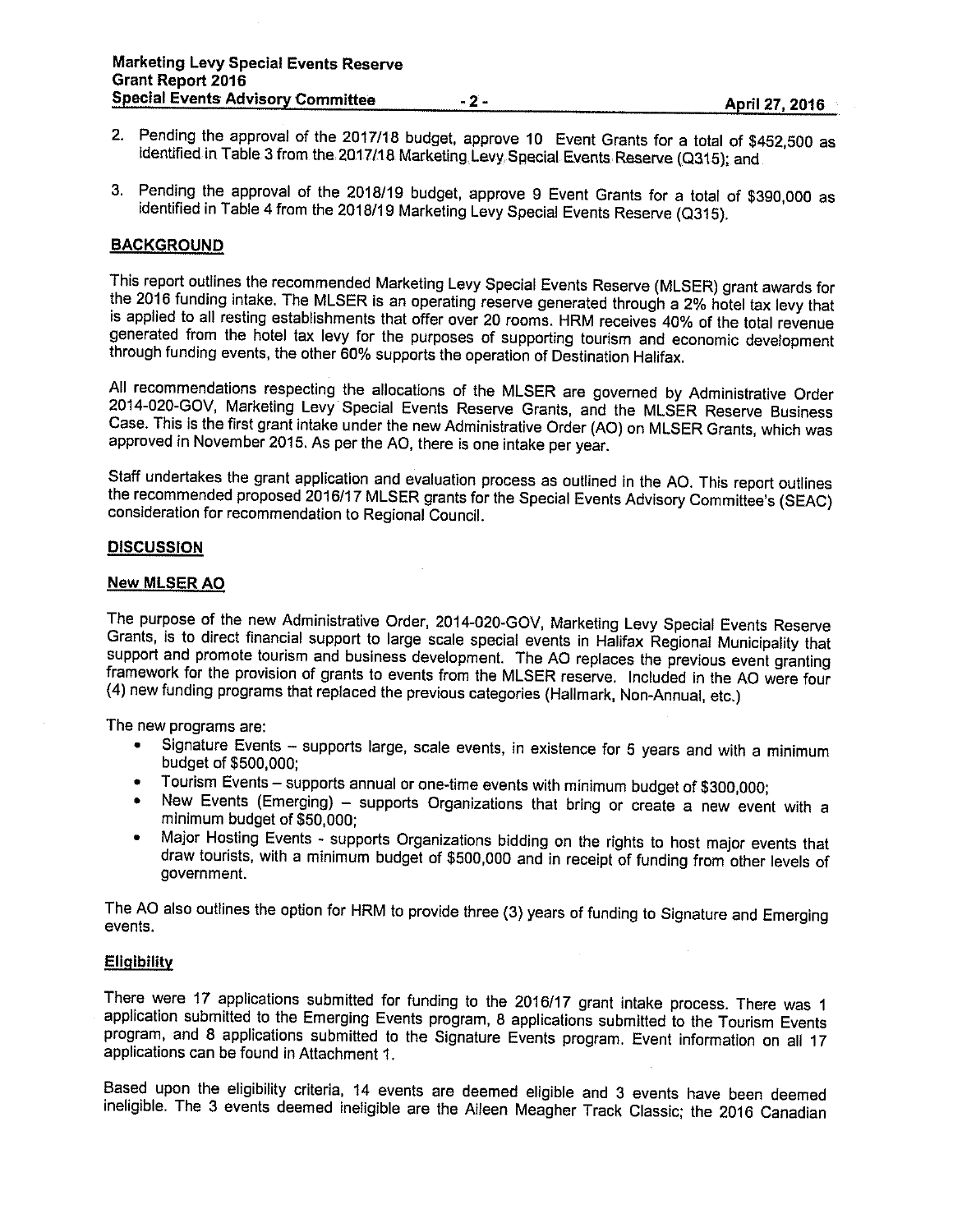2. Pending the approval of the 2017/18 budget, approve 10 Event Grants for a total of $452,500 as identified in Table 3 from the 2017/18 Marketing Levy Special Events Reserve (Q315); and

3. Pending the approval of the 2018/19 budget, approve 9 Event Grants for a total of $390,000 as identified in Table 4 from the 2018/19 Marketing Levy Special Events Reserve (Q315).

## BACKGROUND

This report outlines the recommended Marketing Levy Special Events Reserve (MLSER) grant awards for the 2016 funding intake. The MLSER is an operating reserve generated through a 2% hotel tax levy that is applied to all resting establishments that offer over 20 rooms. HRM receives 40% of the total revenue generated from the hotel tax levy for the purposes of supporting tourism and economic development through funding events, the other 60% supports the operation of Destination Halifax.

All recommendations respecting the allocations of the MLSER are governed by Administrative Order 2014-020-GOV, Marketing Levy Special Events Reserve Grants, and the MLSER Reserve Business Case. This is the first grant intake under the new Administrative Order (AO) on MLSER Grants, which was approved in November 2015. As per the AO, there is one intake per year.

Staff undertakes the grant application and evaluation process as outlined in the AO. This report outlines the recommended proposed 2016/17 MLSER grants for the Special Events Advisory Committee's (SEAC) consideration for recommendation to Regional Council.

## DISCUSSION

### New MLSER AO

The purpose of the new Administrative Order, 2014-020-GOV, Marketing Levy Special Events Reserve Grants, is to direct financial support to large scale special events in Halifax Regional Municipality that support and promote tourism and business development. The AO replaces the previous event granting framework for the provision of grants to events from the MLSER reserve. Included in the AO were four (4) new funding programs that replaced the previous categories (Hallmark, Non-Annual, etc.)

The new programs are:

- Signature Events – supports large, scale events, in existence for 5 years and with a minimum budget of $500,000;
- Tourism Events – supports annual or one-time events with minimum budget of $300,000;
- New Events (Emerging) – supports Organizations that bring or create a new event with a minimum budget of $50,000;
- Major Hosting Events - supports Organizations bidding on the rights to host major events that draw tourists, with a minimum budget of $500,000 and in receipt of funding from other levels of government.

The AO also outlines the option for HRM to provide three (3) years of funding to Signature and Emerging events.

### Eligibility

There were 17 applications submitted for funding to the 2016/17 grant intake process. There was 1 application submitted to the Emerging Events program, 8 applications submitted to the Tourism Events program, and 8 applications submitted to the Signature Events program. Event information on all 17 applications can be found in Attachment 1.

Based upon the eligibility criteria, 14 events are deemed eligible and 3 events have been deemed ineligible. The 3 events deemed ineligible are the Aileen Meagher Track Classic; the 2016 Canadian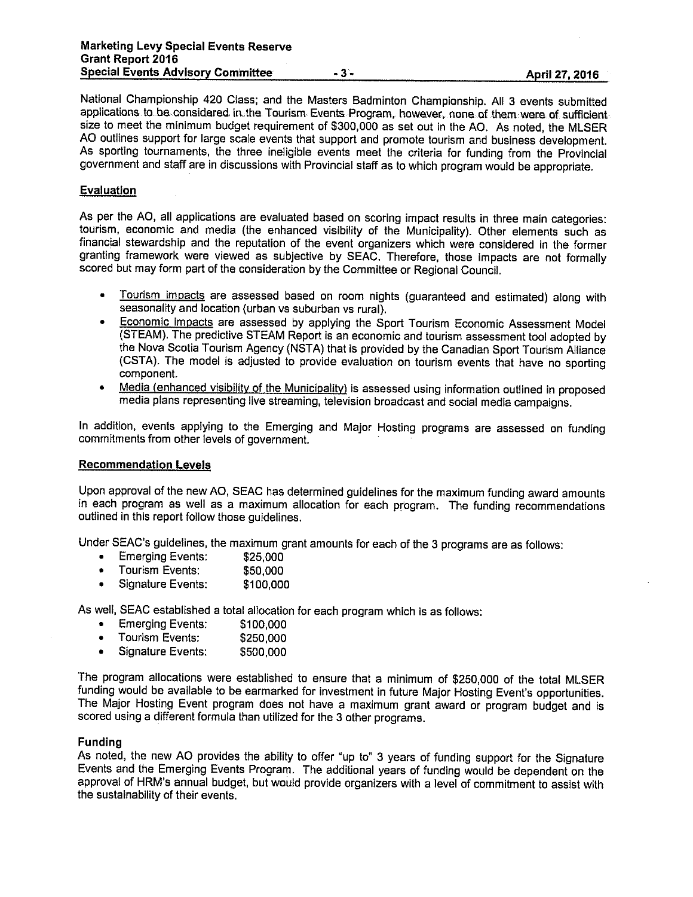National Championship 420 Class; and the Masters Badminton Championship. All 3 events submitted applications to be considered in the Tourism Events Program, however, none of them were of sufficient size to meet the minimum budget requirement of $300,000 as set out in the AO. As noted, the MLSER AO outlines support for large scale events that support and promote tourism and business development. As sporting tournaments, the three ineligible events meet the criteria for funding from the Provincial government and staff are in discussions with Provincial staff as to which program would be appropriate.

## Evaluation

As per the AO, all applications are evaluated based on scoring impact results in three main categories: tourism, economic and media (the enhanced visibility of the Municipality). Other elements such as financial stewardship and the reputation of the event organizers which were considered in the former granting framework were viewed as subjective by SEAC. Therefore, those impacts are not formally scored but may form part of the consideration by the Committee or Regional Council.

- Tourism impacts are assessed based on room nights (guaranteed and estimated) along with seasonality and location (urban vs suburban vs rural).
- Economic impacts are assessed by applying the Sport Tourism Economic Assessment Model (STEAM). The predictive STEAM Report is an economic and tourism assessment tool adopted by the Nova Scotia Tourism Agency (NSTA) that is provided by the Canadian Sport Tourism Alliance (CSTA). The model is adjusted to provide evaluation on tourism events that have no sporting component.
- Media (enhanced visibility of the Municipality) is assessed using information outlined in proposed media plans representing live streaming, television broadcast and social media campaigns.

In addition, events applying to the Emerging and Major Hosting programs are assessed on funding commitments from other levels of government.

## Recommendation Levels

Upon approval of the new AO, SEAC has determined guidelines for the maximum funding award amounts in each program as well as a maximum allocation for each program. The funding recommendations outlined in this report follow those guidelines.

Under SEAC's guidelines, the maximum grant amounts for each of the 3 programs are as follows:

- Emerging Events: $25,000
- Tourism Events: $50,000
- Signature Events: $100,000

As well, SEAC established a total allocation for each program which is as follows:

- Emerging Events: $100,000
- Tourism Events: $250,000
- Signature Events: $500,000

The program allocations were established to ensure that a minimum of $250,000 of the total MLSER funding would be available to be earmarked for investment in future Major Hosting Event's opportunities. The Major Hosting Event program does not have a maximum grant award or program budget and is scored using a different formula than utilized for the 3 other programs.

## Funding

As noted, the new AO provides the ability to offer "up to" 3 years of funding support for the Signature Events and the Emerging Events Program. The additional years of funding would be dependent on the approval of HRM's annual budget, but would provide organizers with a level of commitment to assist with the sustainability of their events.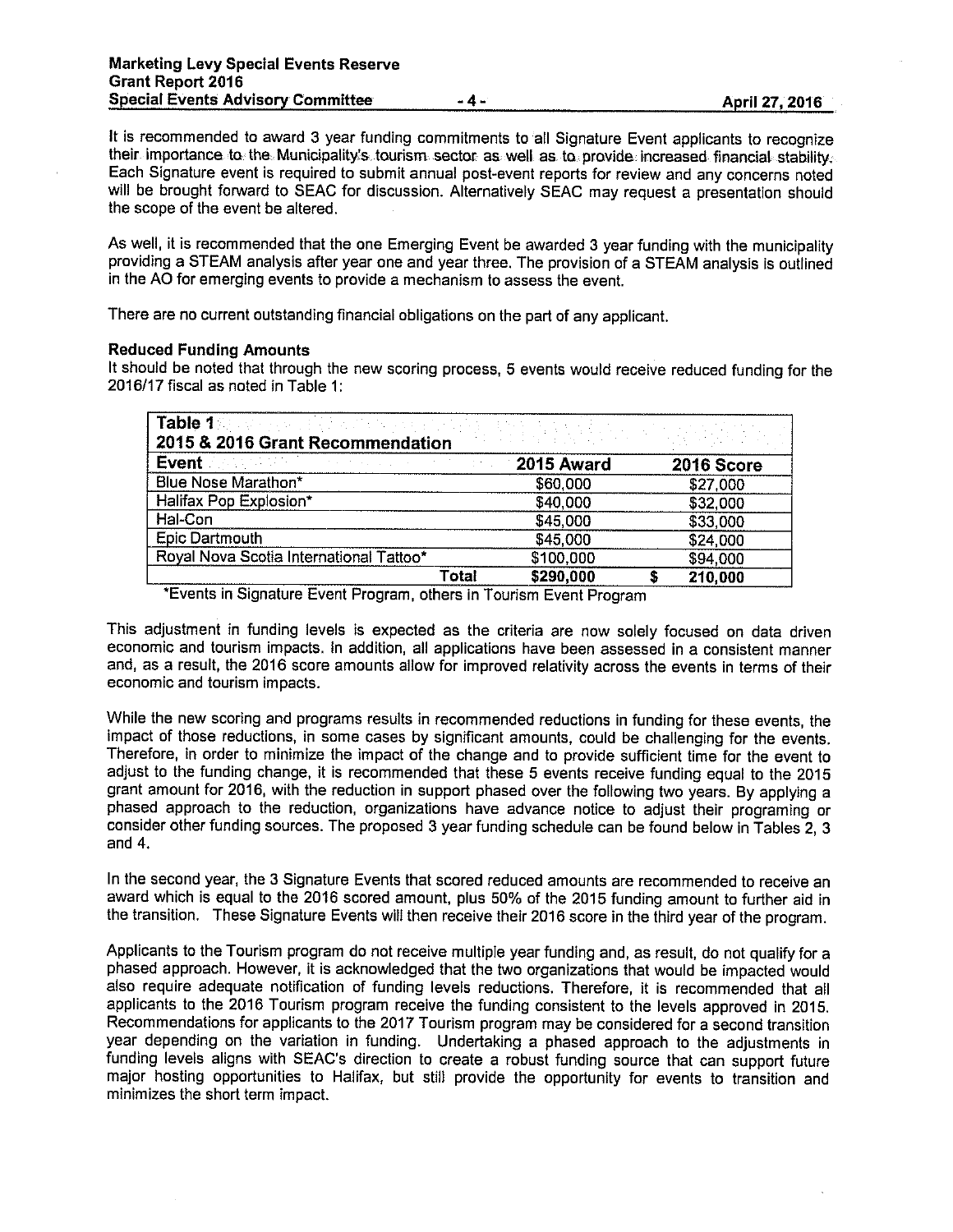It is recommended to award 3 year funding commitments to all Signature Event applicants to recognize their importance to the Municipality's tourism sector as well as to provide increased financial stability. Each Signature event is required to submit annual post-event reports for review and any concerns noted will be brought forward to SEAC for discussion. Alternatively SEAC may request a presentation should the scope of the event be altered.

As well, it is recommended that the one Emerging Event be awarded 3 year funding with the municipality providing a STEAM analysis after year one and year three. The provision of a STEAM analysis is outlined in the AO for emerging events to provide a mechanism to assess the event.

There are no current outstanding financial obligations on the part of any applicant.

**Reduced Funding Amounts**

It should be noted that through the new scoring process, 5 events would receive reduced funding for the 2016/17 fiscal as noted in Table 1:

**Table 1**
**2015 & 2016 Grant Recommendation**

| Event | 2015 Award | 2016 Score |
|---|---|---|
| Blue Nose Marathon* | $60,000 | $27,000 |
| Halifax Pop Explosion* | $40,000 | $32,000 |
| Hal-Con | $45,000 | $33,000 |
| Epic Dartmouth | $45,000 | $24,000 |
| Royal Nova Scotia International Tattoo* | $100,000 | $94,000 |
| Total | $290,000 | $ 210,000 |

*Events in Signature Event Program, others in Tourism Event Program

This adjustment in funding levels is expected as the criteria are now solely focused on data driven economic and tourism impacts. In addition, all applications have been assessed in a consistent manner and, as a result, the 2016 score amounts allow for improved relativity across the events in terms of their economic and tourism impacts.

While the new scoring and programs results in recommended reductions in funding for these events, the impact of those reductions, in some cases by significant amounts, could be challenging for the events. Therefore, in order to minimize the impact of the change and to provide sufficient time for the event to adjust to the funding change, it is recommended that these 5 events receive funding equal to the 2015 grant amount for 2016, with the reduction in support phased over the following two years. By applying a phased approach to the reduction, organizations have advance notice to adjust their programing or consider other funding sources. The proposed 3 year funding schedule can be found below in Tables 2, 3 and 4.

In the second year, the 3 Signature Events that scored reduced amounts are recommended to receive an award which is equal to the 2016 scored amount, plus 50% of the 2015 funding amount to further aid in the transition. These Signature Events will then receive their 2016 score in the third year of the program.

Applicants to the Tourism program do not receive multiple year funding and, as result, do not qualify for a phased approach. However, it is acknowledged that the two organizations that would be impacted would also require adequate notification of funding levels reductions. Therefore, it is recommended that all applicants to the 2016 Tourism program receive the funding consistent to the levels approved in 2015. Recommendations for applicants to the 2017 Tourism program may be considered for a second transition year depending on the variation in funding. Undertaking a phased approach to the adjustments in funding levels aligns with SEAC's direction to create a robust funding source that can support future major hosting opportunities to Halifax, but still provide the opportunity for events to transition and minimizes the short term impact.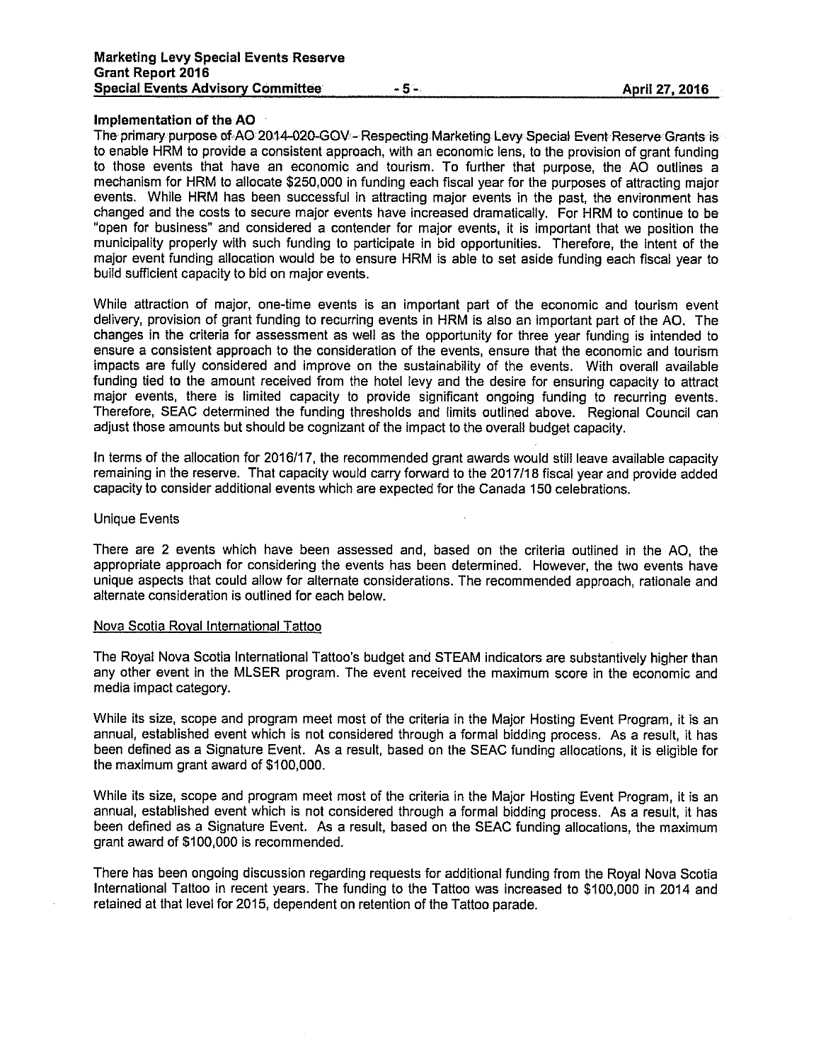**Implementation of the AO**

The primary purpose of AO 2014-020-GOV - Respecting Marketing Levy Special Event Reserve Grants is to enable HRM to provide a consistent approach, with an economic lens, to the provision of grant funding to those events that have an economic and tourism. To further that purpose, the AO outlines a mechanism for HRM to allocate $250,000 in funding each fiscal year for the purposes of attracting major events. While HRM has been successful in attracting major events in the past, the environment has changed and the costs to secure major events have increased dramatically. For HRM to continue to be "open for business" and considered a contender for major events, it is important that we position the municipality properly with such funding to participate in bid opportunities. Therefore, the intent of the major event funding allocation would be to ensure HRM is able to set aside funding each fiscal year to build sufficient capacity to bid on major events.

While attraction of major, one-time events is an important part of the economic and tourism event delivery, provision of grant funding to recurring events in HRM is also an important part of the AO. The changes in the criteria for assessment as well as the opportunity for three year funding is intended to ensure a consistent approach to the consideration of the events, ensure that the economic and tourism impacts are fully considered and improve on the sustainability of the events. With overall available funding tied to the amount received from the hotel levy and the desire for ensuring capacity to attract major events, there is limited capacity to provide significant ongoing funding to recurring events. Therefore, SEAC determined the funding thresholds and limits outlined above. Regional Council can adjust those amounts but should be cognizant of the impact to the overall budget capacity.

In terms of the allocation for 2016/17, the recommended grant awards would still leave available capacity remaining in the reserve. That capacity would carry forward to the 2017/18 fiscal year and provide added capacity to consider additional events which are expected for the Canada 150 celebrations.

Unique Events

There are 2 events which have been assessed and, based on the criteria outlined in the AO, the appropriate approach for considering the events has been determined. However, the two events have unique aspects that could allow for alternate considerations. The recommended approach, rationale and alternate consideration is outlined for each below.

Nova Scotia Royal International Tattoo

The Royal Nova Scotia International Tattoo's budget and STEAM indicators are substantively higher than any other event in the MLSER program. The event received the maximum score in the economic and media impact category.

While its size, scope and program meet most of the criteria in the Major Hosting Event Program, it is an annual, established event which is not considered through a formal bidding process. As a result, it has been defined as a Signature Event. As a result, based on the SEAC funding allocations, it is eligible for the maximum grant award of $100,000.

While its size, scope and program meet most of the criteria in the Major Hosting Event Program, it is an annual, established event which is not considered through a formal bidding process. As a result, it has been defined as a Signature Event. As a result, based on the SEAC funding allocations, the maximum grant award of $100,000 is recommended.

There has been ongoing discussion regarding requests for additional funding from the Royal Nova Scotia International Tattoo in recent years. The funding to the Tattoo was increased to $100,000 in 2014 and retained at that level for 2015, dependent on retention of the Tattoo parade.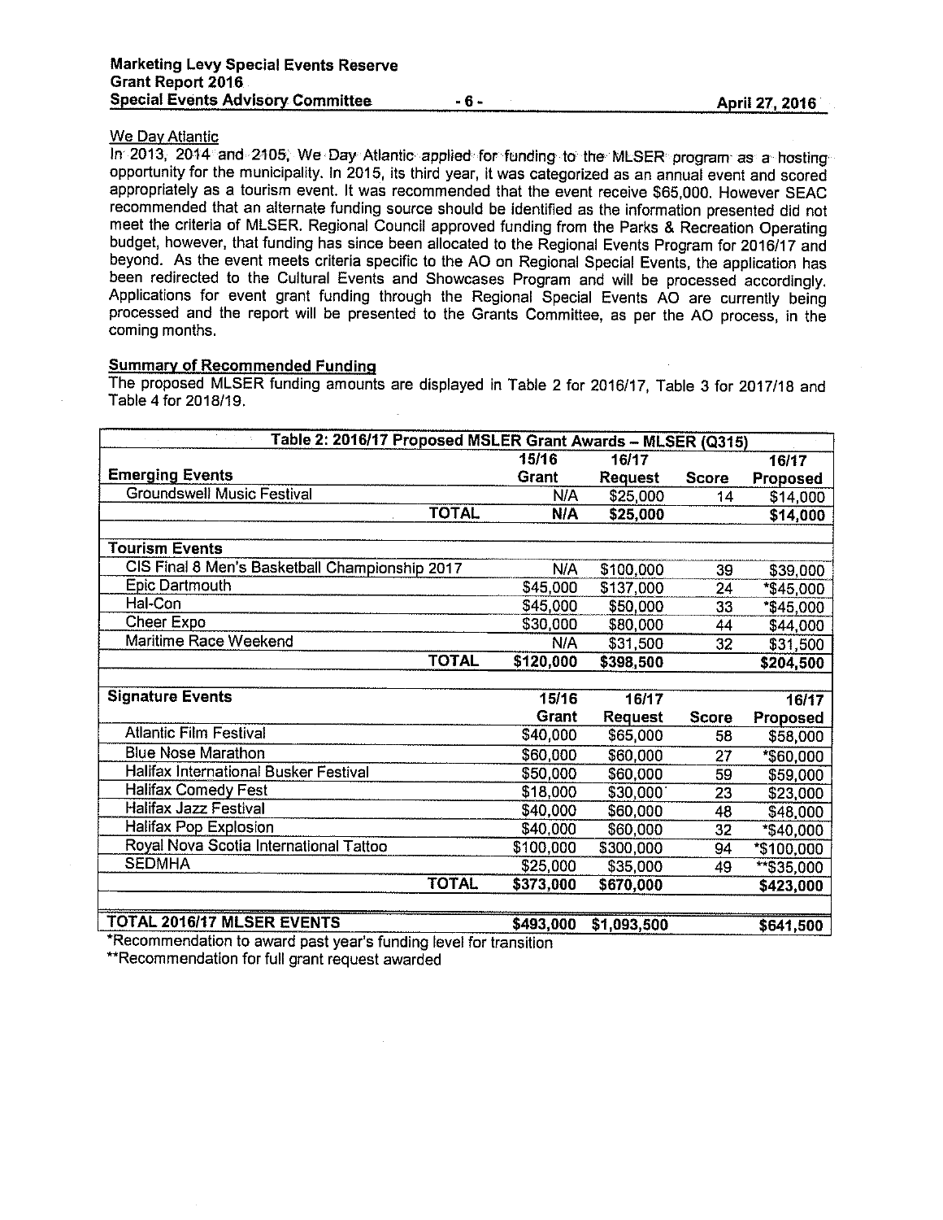We Day Atlantic

In 2013, 2014 and 2105, We Day Atlantic applied for funding to the MLSER program as a hosting opportunity for the municipality. In 2015, its third year, it was categorized as an annual event and scored appropriately as a tourism event. It was recommended that the event receive $65,000. However SEAC recommended that an alternate funding source should be identified as the information presented did not meet the criteria of MLSER. Regional Council approved funding from the Parks & Recreation Operating budget, however, that funding has since been allocated to the Regional Events Program for 2016/17 and beyond. As the event meets criteria specific to the AO on Regional Special Events, the application has been redirected to the Cultural Events and Showcases Program and will be processed accordingly. Applications for event grant funding through the Regional Special Events AO are currently being processed and the report will be presented to the Grants Committee, as per the AO process, in the coming months.

**Summary of Recommended Funding**

The proposed MLSER funding amounts are displayed in Table 2 for 2016/17, Table 3 for 2017/18 and Table 4 for 2018/19.

| Table 2: 2016/17 Proposed MSLER Grant Awards – MLSER (Q315) | | | | |
|---|---|---|---|---|
| **Emerging Events** | **15/16 Grant** | **16/17 Request** | **Score** | **16/17 Proposed** |
| Groundswell Music Festival | N/A | $25,000 | 14 | $14,000 |
| **TOTAL** | **N/A** | **$25,000** | | **$14,000** |
| | | | | |
| **Tourism Events** | | | | |
| CIS Final 8 Men's Basketball Championship 2017 | N/A | $100,000 | 39 | $39,000 |
| Epic Dartmouth | $45,000 | $137,000 | 24 | *$45,000 |
| Hal-Con | $45,000 | $50,000 | 33 | *$45,000 |
| Cheer Expo | $30,000 | $80,000 | 44 | $44,000 |
| Maritime Race Weekend | N/A | $31,500 | 32 | $31,500 |
| **TOTAL** | **$120,000** | **$398,500** | | **$204,500** |
| | | | | |
| **Signature Events** | **15/16 Grant** | **16/17 Request** | **Score** | **16/17 Proposed** |
| Atlantic Film Festival | $40,000 | $65,000 | 58 | $58,000 |
| Blue Nose Marathon | $60,000 | $60,000 | 27 | *$60,000 |
| Halifax International Busker Festival | $50,000 | $60,000 | 59 | $59,000 |
| Halifax Comedy Fest | $18,000 | $30,000 | 23 | $23,000 |
| Halifax Jazz Festival | $40,000 | $60,000 | 48 | $48,000 |
| Halifax Pop Explosion | $40,000 | $60,000 | 32 | *$40,000 |
| Royal Nova Scotia International Tattoo | $100,000 | $300,000 | 94 | *$100,000 |
| SEDMHA | $25,000 | $35,000 | 49 | **$35,000 |
| **TOTAL** | **$373,000** | **$670,000** | | **$423,000** |
| | | | | |
| **TOTAL 2016/17 MLSER EVENTS** | **$493,000** | **$1,093,500** | | **$641,500** |

*Recommendation to award past year's funding level for transition

**Recommendation for full grant request awarded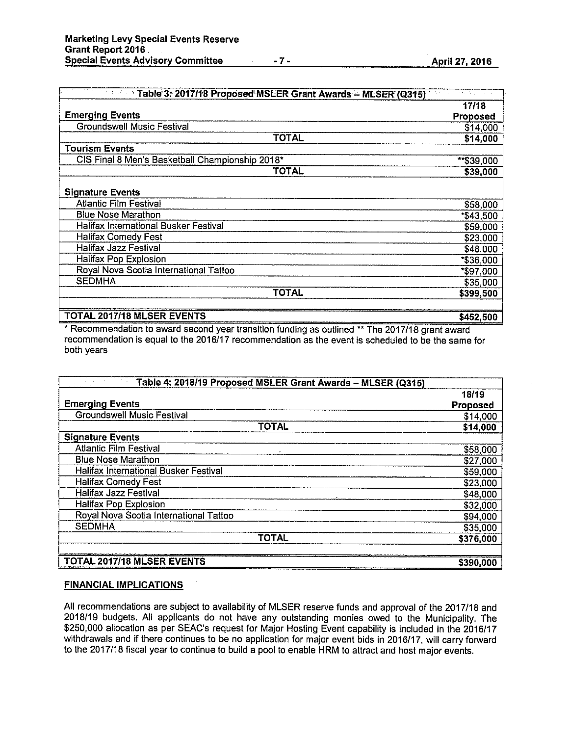| Table 3: 2017/18 Proposed MSLER Grant Awards – MLSER (Q315) | |
|---|---|
| **Emerging Events** | **17/18 Proposed** |
| Groundswell Music Festival | $14,000 |
| **TOTAL** | **$14,000** |
| **Tourism Events** | |
| CIS Final 8 Men's Basketball Championship 2018* | **$39,000 |
| **TOTAL** | **$39,000** |
| | |
| **Signature Events** | |
| Atlantic Film Festival | $58,000 |
| Blue Nose Marathon | *$43,500 |
| Halifax International Busker Festival | $59,000 |
| Halifax Comedy Fest | $23,000 |
| Halifax Jazz Festival | $48,000 |
| Halifax Pop Explosion | *$36,000 |
| Royal Nova Scotia International Tattoo | *$97,000 |
| SEDMHA | $35,000 |
| **TOTAL** | **$399,500** |
| | |
| **TOTAL 2017/18 MLSER EVENTS** | **$452,500** |

* Recommendation to award second year transition funding as outlined ** The 2017/18 grant award recommendation is equal to the 2016/17 recommendation as the event is scheduled to be the same for both years

| Table 4: 2018/19 Proposed MSLER Grant Awards – MLSER (Q315) | |
|---|---|
| **Emerging Events** | **18/19 Proposed** |
| Groundswell Music Festival | $14,000 |
| **TOTAL** | **$14,000** |
| **Signature Events** | |
| Atlantic Film Festival | $58,000 |
| Blue Nose Marathon | $27,000 |
| Halifax International Busker Festival | $59,000 |
| Halifax Comedy Fest | $23,000 |
| Halifax Jazz Festival | $48,000 |
| Halifax Pop Explosion | $32,000 |
| Royal Nova Scotia International Tattoo | $94,000 |
| SEDMHA | $35,000 |
| **TOTAL** | **$376,000** |
| | |
| **TOTAL 2017/18 MLSER EVENTS** | **$390,000** |

## FINANCIAL IMPLICATIONS

All recommendations are subject to availability of MLSER reserve funds and approval of the 2017/18 and 2018/19 budgets. All applicants do not have any outstanding monies owed to the Municipality. The $250,000 allocation as per SEAC's request for Major Hosting Event capability is included in the 2016/17 withdrawals and if there continues to be no application for major event bids in 2016/17, will carry forward to the 2017/18 fiscal year to continue to build a pool to enable HRM to attract and host major events.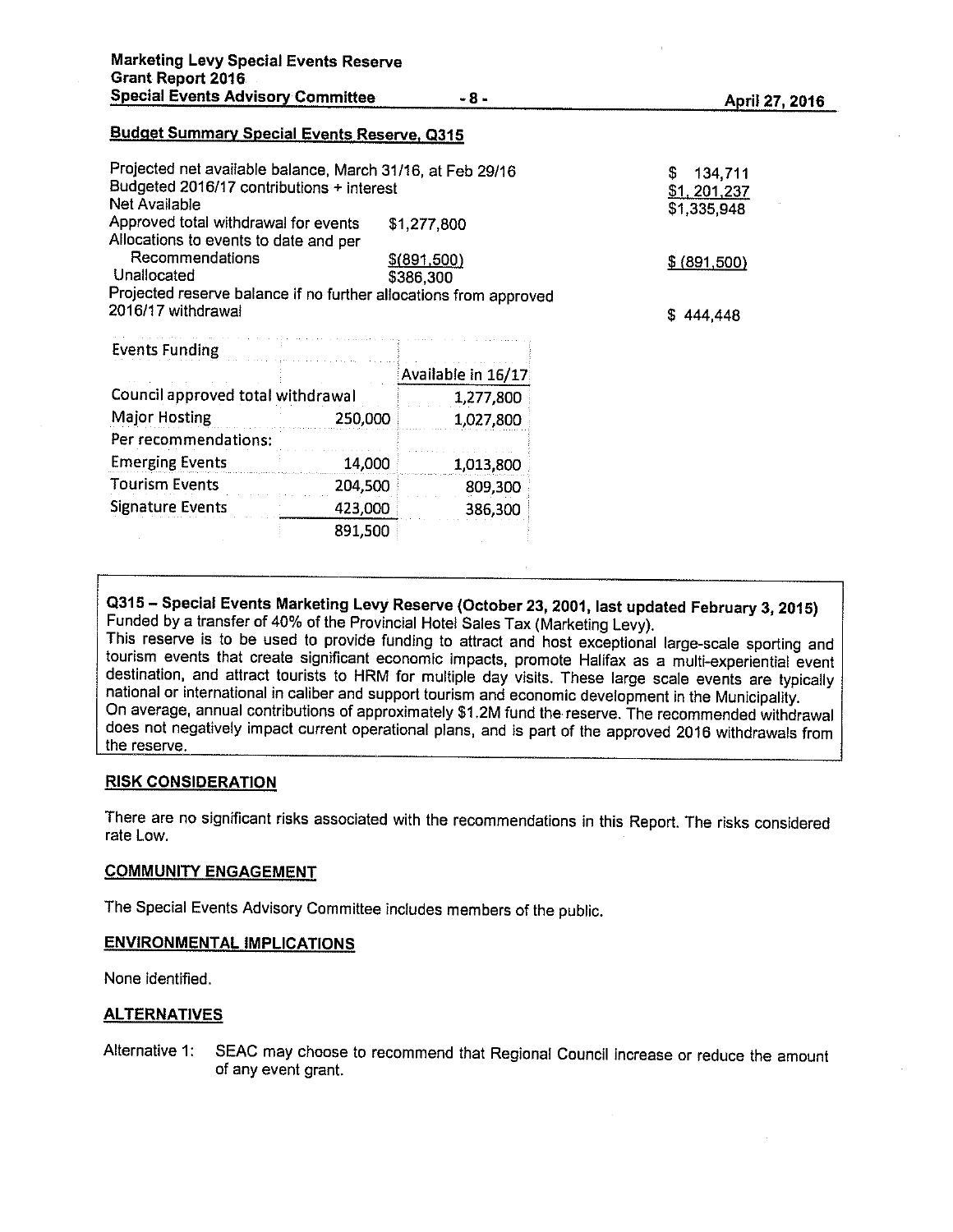**Budget Summary Special Events Reserve, Q315**

| | | |
|---|---|---|
| Projected net available balance, March 31/16, at Feb 29/16 | | $ 134,711 |
| Budgeted 2016/17 contributions + interest | | $1, 201,237 |
| Net Available | | $1,335,948 |
| Approved total withdrawal for events | $1,277,800 | |
| Allocations to events to date and per Recommendations | $(891,500) | $ (891,500) |
| Unallocated | $386,300 | |
| Projected reserve balance if no further allocations from approved 2016/17 withdrawal | | $ 444,448 |

| Events Funding | | |
|---|---|---|
| | | Available in 16/17 |
| Council approved total withdrawal | | 1,277,800 |
| Major Hosting | 250,000 | 1,027,800 |
| Per recommendations: | | |
| Emerging Events | 14,000 | 1,013,800 |
| Tourism Events | 204,500 | 809,300 |
| Signature Events | 423,000 | 386,300 |
| | 891,500 | |

**Q315 – Special Events Marketing Levy Reserve (October 23, 2001, last updated February 3, 2015)**
Funded by a transfer of 40% of the Provincial Hotel Sales Tax (Marketing Levy).
This reserve is to be used to provide funding to attract and host exceptional large-scale sporting and tourism events that create significant economic impacts, promote Halifax as a multi-experiential event destination, and attract tourists to HRM for multiple day visits. These large scale events are typically national or international in caliber and support tourism and economic development in the Municipality.
On average, annual contributions of approximately $1.2M fund the reserve. The recommended withdrawal does not negatively impact current operational plans, and is part of the approved 2016 withdrawals from the reserve.

## RISK CONSIDERATION

There are no significant risks associated with the recommendations in this Report. The risks considered rate Low.

## COMMUNITY ENGAGEMENT

The Special Events Advisory Committee includes members of the public.

## ENVIRONMENTAL IMPLICATIONS

None identified.

## ALTERNATIVES

Alternative 1: SEAC may choose to recommend that Regional Council increase or reduce the amount of any event grant.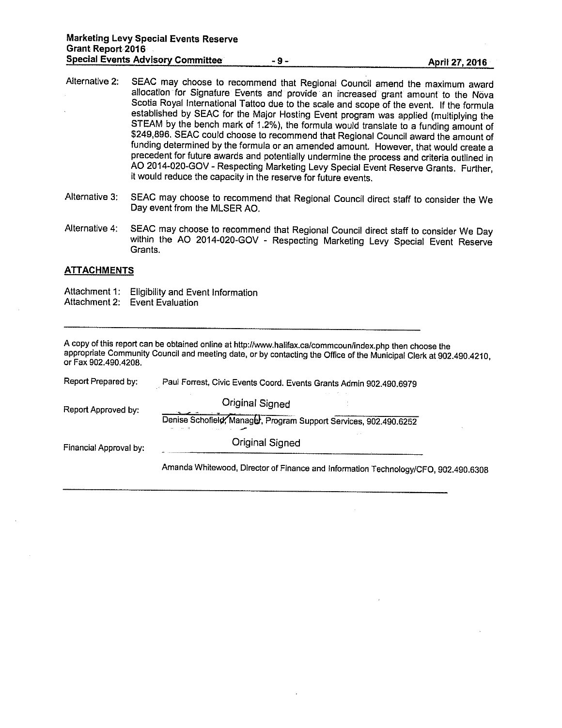Alternative 2: SEAC may choose to recommend that Regional Council amend the maximum award allocation for Signature Events and provide an increased grant amount to the Nova Scotia Royal International Tattoo due to the scale and scope of the event. If the formula established by SEAC for the Major Hosting Event program was applied (multiplying the STEAM by the bench mark of 1.2%), the formula would translate to a funding amount of $249,896. SEAC could choose to recommend that Regional Council award the amount of funding determined by the formula or an amended amount. However, that would create a precedent for future awards and potentially undermine the process and criteria outlined in AO 2014-020-GOV - Respecting Marketing Levy Special Event Reserve Grants. Further, it would reduce the capacity in the reserve for future events.

Alternative 3: SEAC may choose to recommend that Regional Council direct staff to consider the We Day event from the MLSER AO.

Alternative 4: SEAC may choose to recommend that Regional Council direct staff to consider We Day within the AO 2014-020-GOV - Respecting Marketing Levy Special Event Reserve Grants.

## ATTACHMENTS

Attachment 1: Eligibility and Event Information
Attachment 2: Event Evaluation

---

A copy of this report can be obtained online at http://www.halifax.ca/commcoun/index.php then choose the appropriate Community Council and meeting date, or by contacting the Office of the Municipal Clerk at 902.490.4210, or Fax 902.490.4208.

Report Prepared by: Paul Forrest, Civic Events Coord. Events Grants Admin 902.490.6979

Report Approved by: Original Signed
Denise Schofield, Manager, Program Support Services, 902.490.6252

Financial Approval by: Original Signed
Amanda Whitewood, Director of Finance and Information Technology/CFO, 902.490.6308

---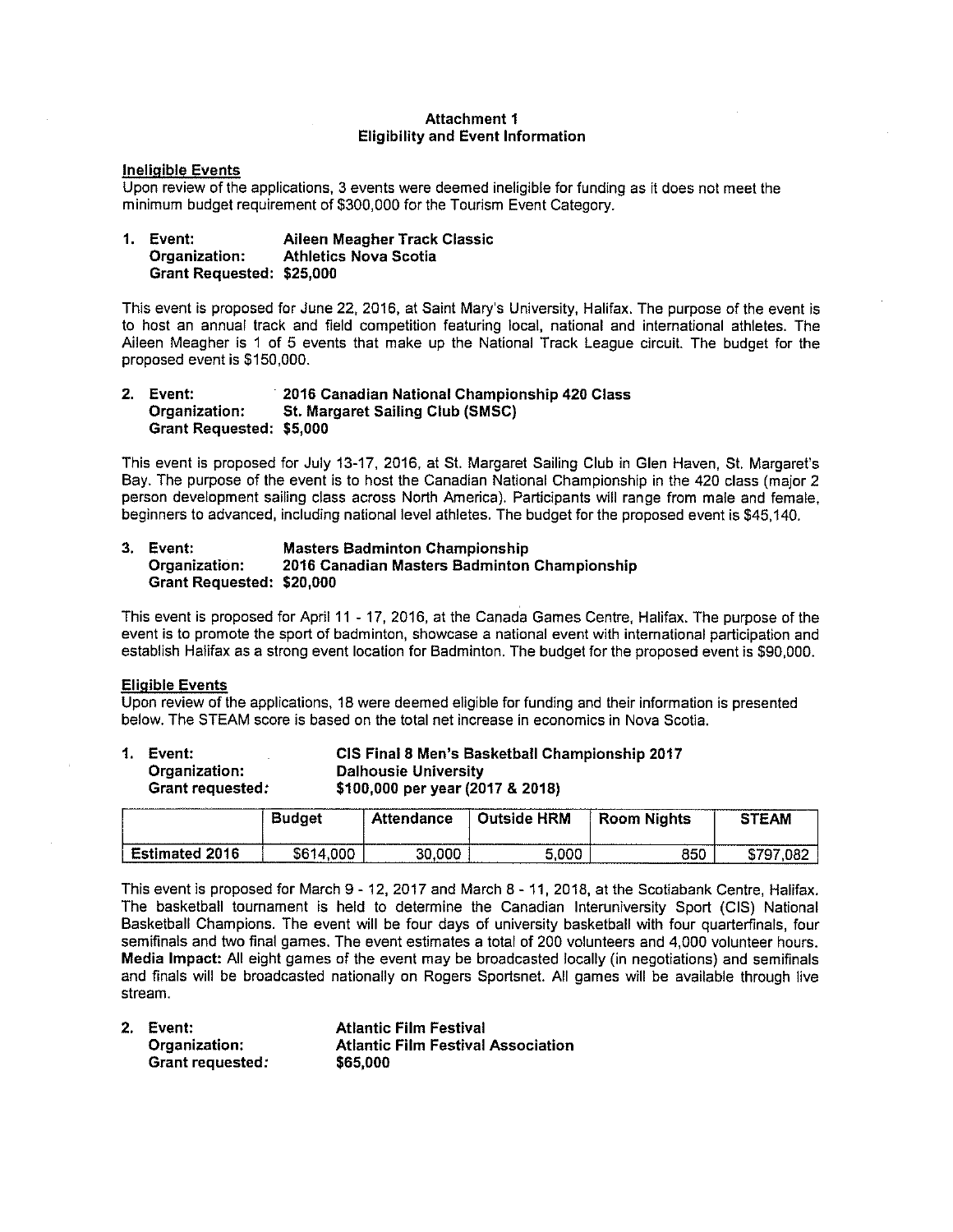## Attachment 1
## Eligibility and Event Information

### Ineligible Events

Upon review of the applications, 3 events were deemed ineligible for funding as it does not meet the minimum budget requirement of $300,000 for the Tourism Event Category.

1. **Event: Aileen Meagher Track Classic**
   **Organization: Athletics Nova Scotia**
   **Grant Requested: $25,000**

This event is proposed for June 22, 2016, at Saint Mary's University, Halifax. The purpose of the event is to host an annual track and field competition featuring local, national and international athletes. The Aileen Meagher is 1 of 5 events that make up the National Track League circuit. The budget for the proposed event is $150,000.

2. **Event: 2016 Canadian National Championship 420 Class**
   **Organization: St. Margaret Sailing Club (SMSC)**
   **Grant Requested: $5,000**

This event is proposed for July 13-17, 2016, at St. Margaret Sailing Club in Glen Haven, St. Margaret's Bay. The purpose of the event is to host the Canadian National Championship in the 420 class (major 2 person development sailing class across North America). Participants will range from male and female, beginners to advanced, including national level athletes. The budget for the proposed event is $45,140.

3. **Event: Masters Badminton Championship**
   **Organization: 2016 Canadian Masters Badminton Championship**
   **Grant Requested: $20,000**

This event is proposed for April 11 - 17, 2016, at the Canada Games Centre, Halifax. The purpose of the event is to promote the sport of badminton, showcase a national event with international participation and establish Halifax as a strong event location for Badminton. The budget for the proposed event is $90,000.

### Eligible Events

Upon review of the applications, 18 were deemed eligible for funding and their information is presented below. The STEAM score is based on the total net increase in economics in Nova Scotia.

1. **Event: CIS Final 8 Men's Basketball Championship 2017**
   **Organization: Dalhousie University**
   **Grant requested: $100,000 per year (2017 & 2018)**

| | Budget | Attendance | Outside HRM | Room Nights | STEAM |
|---|---|---|---|---|---|
| **Estimated 2016** | $614,000 | 30,000 | 5,000 | 850 | $797,082 |

This event is proposed for March 9 - 12, 2017 and March 8 - 11, 2018, at the Scotiabank Centre, Halifax. The basketball tournament is held to determine the Canadian Interuniversity Sport (CIS) National Basketball Champions. The event will be four days of university basketball with four quarterfinals, four semifinals and two final games. The event estimates a total of 200 volunteers and 4,000 volunteer hours. **Media Impact:** All eight games of the event may be broadcasted locally (in negotiations) and semifinals and finals will be broadcasted nationally on Rogers Sportsnet. All games will be available through live stream.

2. **Event: Atlantic Film Festival**
   **Organization: Atlantic Film Festival Association**
   **Grant requested: $65,000**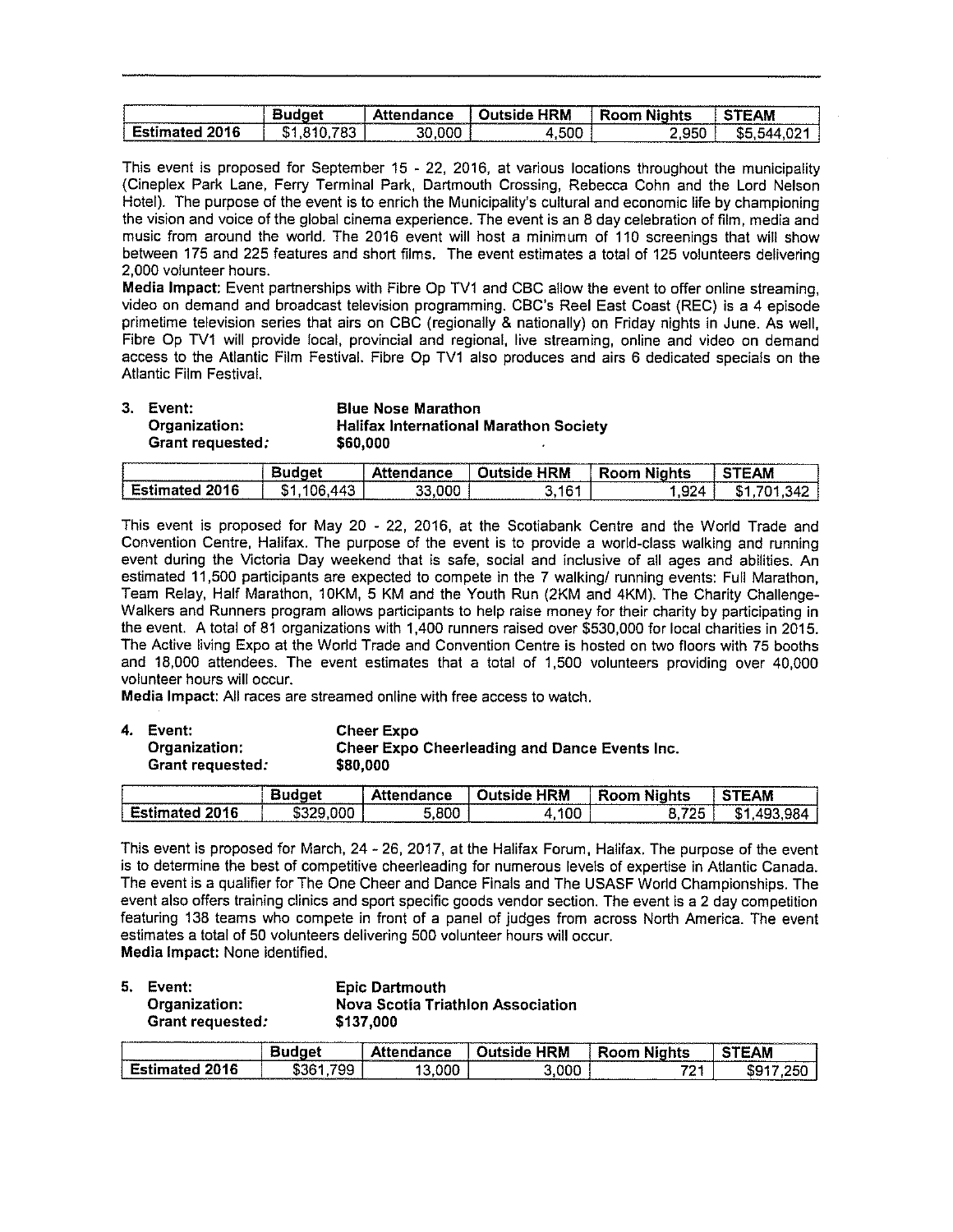| | Budget | Attendance | Outside HRM | Room Nights | STEAM |
|---|---|---|---|---|---|
| Estimated 2016 | $1,810,783 | 30,000 | 4,500 | 2,950 | $5,544,021 |

This event is proposed for September 15 - 22, 2016, at various locations throughout the municipality (Cineplex Park Lane, Ferry Terminal Park, Dartmouth Crossing, Rebecca Cohn and the Lord Nelson Hotel). The purpose of the event is to enrich the Municipality's cultural and economic life by championing the vision and voice of the global cinema experience. The event is an 8 day celebration of film, media and music from around the world. The 2016 event will host a minimum of 110 screenings that will show between 175 and 225 features and short films. The event estimates a total of 125 volunteers delivering 2,000 volunteer hours.

**Media Impact:** Event partnerships with Fibre Op TV1 and CBC allow the event to offer online streaming, video on demand and broadcast television programming. CBC's Reel East Coast (REC) is a 4 episode primetime television series that airs on CBC (regionally & nationally) on Friday nights in June. As well, Fibre Op TV1 will provide local, provincial and regional, live streaming, online and video on demand access to the Atlantic Film Festival. Fibre Op TV1 also produces and airs 6 dedicated specials on the Atlantic Film Festival.

3. **Event:** **Blue Nose Marathon**
   **Organization:** **Halifax International Marathon Society**
   **Grant requested:** **$60,000**

| | Budget | Attendance | Outside HRM | Room Nights | STEAM |
|---|---|---|---|---|---|
| Estimated 2016 | $1,106,443 | 33,000 | 3,161 | 1,924 | $1,701,342 |

This event is proposed for May 20 - 22, 2016, at the Scotiabank Centre and the World Trade and Convention Centre, Halifax. The purpose of the event is to provide a world-class walking and running event during the Victoria Day weekend that is safe, social and inclusive of all ages and abilities. An estimated 11,500 participants are expected to compete in the 7 walking/ running events: Full Marathon, Team Relay, Half Marathon, 10KM, 5 KM and the Youth Run (2KM and 4KM). The Charity Challenge-Walkers and Runners program allows participants to help raise money for their charity by participating in the event. A total of 81 organizations with 1,400 runners raised over $530,000 for local charities in 2015. The Active living Expo at the World Trade and Convention Centre is hosted on two floors with 75 booths and 18,000 attendees. The event estimates that a total of 1,500 volunteers providing over 40,000 volunteer hours will occur.

**Media Impact:** All races are streamed online with free access to watch.

4. **Event:** **Cheer Expo**
   **Organization:** **Cheer Expo Cheerleading and Dance Events Inc.**
   **Grant requested:** **$80,000**

| | Budget | Attendance | Outside HRM | Room Nights | STEAM |
|---|---|---|---|---|---|
| Estimated 2016 | $329,000 | 5,800 | 4,100 | 8,725 | $1,493,984 |

This event is proposed for March, 24 - 26, 2017, at the Halifax Forum, Halifax. The purpose of the event is to determine the best of competitive cheerleading for numerous levels of expertise in Atlantic Canada. The event is a qualifier for The One Cheer and Dance Finals and The USASF World Championships. The event also offers training clinics and sport specific goods vendor section. The event is a 2 day competition featuring 138 teams who compete in front of a panel of judges from across North America. The event estimates a total of 50 volunteers delivering 500 volunteer hours will occur.

**Media Impact:** None identified.

5. **Event:** **Epic Dartmouth**
   **Organization:** **Nova Scotia Triathlon Association**
   **Grant requested:** **$137,000**

| | Budget | Attendance | Outside HRM | Room Nights | STEAM |
|---|---|---|---|---|---|
| Estimated 2016 | $361,799 | 13,000 | 3,000 | 721 | $917,250 |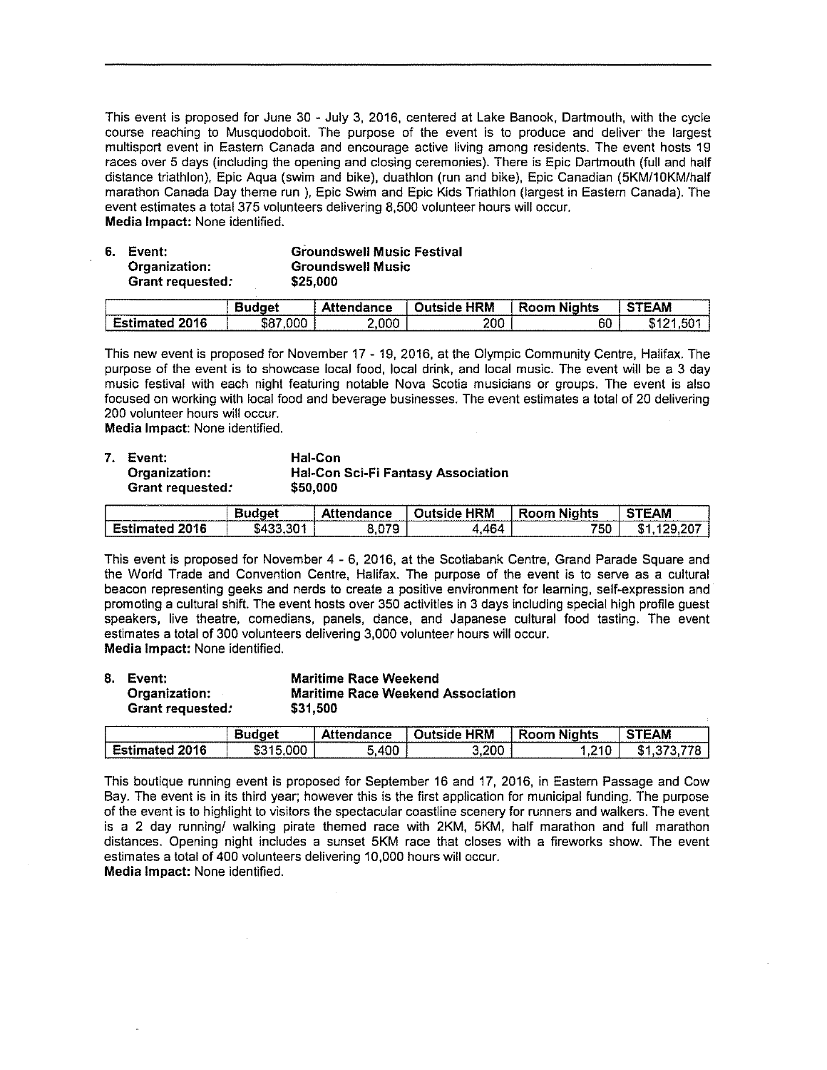This event is proposed for June 30 - July 3, 2016, centered at Lake Banook, Dartmouth, with the cycle course reaching to Musquodoboit. The purpose of the event is to produce and deliver the largest multisport event in Eastern Canada and encourage active living among residents. The event hosts 19 races over 5 days (including the opening and closing ceremonies). There is Epic Dartmouth (full and half distance triathlon), Epic Aqua (swim and bike), duathlon (run and bike), Epic Canadian (5KM/10KM/half marathon Canada Day theme run ), Epic Swim and Epic Kids Triathlon (largest in Eastern Canada). The event estimates a total 375 volunteers delivering 8,500 volunteer hours will occur.
**Media Impact:** None identified.

6. **Event:** **Groundswell Music Festival**
   **Organization:** **Groundswell Music**
   ***Grant requested:*** **$25,000**

| | Budget | Attendance | Outside HRM | Room Nights | STEAM |
|---|---|---|---|---|---|
| Estimated 2016 | $87,000 | 2,000 | 200 | 60 | $121,501 |

This new event is proposed for November 17 - 19, 2016, at the Olympic Community Centre, Halifax. The purpose of the event is to showcase local food, local drink, and local music. The event will be a 3 day music festival with each night featuring notable Nova Scotia musicians or groups. The event is also focused on working with local food and beverage businesses. The event estimates a total of 20 delivering 200 volunteer hours will occur.
**Media Impact:** None identified.

7. **Event:** **Hal-Con**
   **Organization:** **Hal-Con Sci-Fi Fantasy Association**
   ***Grant requested:*** **$50,000**

| | Budget | Attendance | Outside HRM | Room Nights | STEAM |
|---|---|---|---|---|---|
| Estimated 2016 | $433,301 | 8,079 | 4,464 | 750 | $1,129,207 |

This event is proposed for November 4 - 6, 2016, at the Scotiabank Centre, Grand Parade Square and the World Trade and Convention Centre, Halifax. The purpose of the event is to serve as a cultural beacon representing geeks and nerds to create a positive environment for learning, self-expression and promoting a cultural shift. The event hosts over 350 activities in 3 days including special high profile guest speakers, live theatre, comedians, panels, dance, and Japanese cultural food tasting. The event estimates a total of 300 volunteers delivering 3,000 volunteer hours will occur.
**Media Impact:** None identified.

8. **Event:** **Maritime Race Weekend**
   **Organization:** **Maritime Race Weekend Association**
   ***Grant requested:*** **$31,500**

| | Budget | Attendance | Outside HRM | Room Nights | STEAM |
|---|---|---|---|---|---|
| Estimated 2016 | $315,000 | 5,400 | 3,200 | 1,210 | $1,373,778 |

This boutique running event is proposed for September 16 and 17, 2016, in Eastern Passage and Cow Bay. The event is in its third year; however this is the first application for municipal funding. The purpose of the event is to highlight to visitors the spectacular coastline scenery for runners and walkers. The event is a 2 day running/ walking pirate themed race with 2KM, 5KM, half marathon and full marathon distances. Opening night includes a sunset 5KM race that closes with a fireworks show. The event estimates a total of 400 volunteers delivering 10,000 hours will occur.
**Media Impact:** None identified.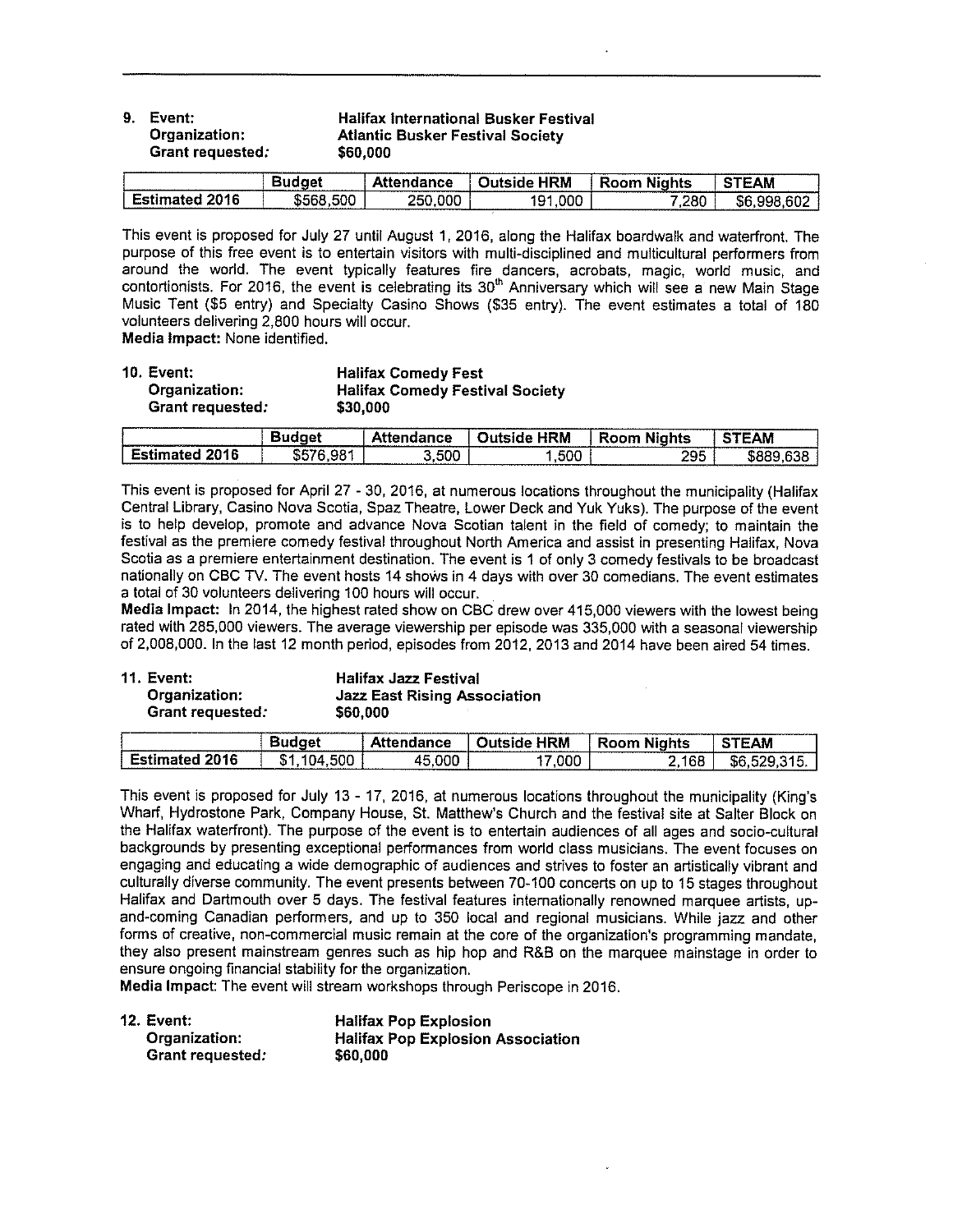9. **Event:** **Halifax International Busker Festival**
   **Organization:** **Atlantic Busker Festival Society**
   ***Grant requested:*** **$60,000**

| | Budget | Attendance | Outside HRM | Room Nights | STEAM |
|---|---|---|---|---|---|
| Estimated 2016 | $568,500 | 250,000 | 191,000 | 7,280 | $6,998,602 |

This event is proposed for July 27 until August 1, 2016, along the Halifax boardwalk and waterfront. The purpose of this free event is to entertain visitors with multi-disciplined and multicultural performers from around the world. The event typically features fire dancers, acrobats, magic, world music, and contortionists. For 2016, the event is celebrating its 30th Anniversary which will see a new Main Stage Music Tent ($5 entry) and Specialty Casino Shows ($35 entry). The event estimates a total of 180 volunteers delivering 2,800 hours will occur.
**Media Impact:** None identified.

10. **Event:** **Halifax Comedy Fest**
    **Organization:** **Halifax Comedy Festival Society**
    ***Grant requested:*** **$30,000**

| | Budget | Attendance | Outside HRM | Room Nights | STEAM |
|---|---|---|---|---|---|
| Estimated 2016 | $576,981 | 3,500 | 1,500 | 295 | $889,638 |

This event is proposed for April 27 - 30, 2016, at numerous locations throughout the municipality (Halifax Central Library, Casino Nova Scotia, Spaz Theatre, Lower Deck and Yuk Yuks). The purpose of the event is to help develop, promote and advance Nova Scotian talent in the field of comedy; to maintain the festival as the premiere comedy festival throughout North America and assist in presenting Halifax, Nova Scotia as a premiere entertainment destination. The event is 1 of only 3 comedy festivals to be broadcast nationally on CBC TV. The event hosts 14 shows in 4 days with over 30 comedians. The event estimates a total of 30 volunteers delivering 100 hours will occur.
**Media Impact:** In 2014, the highest rated show on CBC drew over 415,000 viewers with the lowest being rated with 285,000 viewers. The average viewership per episode was 335,000 with a seasonal viewership of 2,008,000. In the last 12 month period, episodes from 2012, 2013 and 2014 have been aired 54 times.

11. **Event:** **Halifax Jazz Festival**
    **Organization:** **Jazz East Rising Association**
    ***Grant requested:*** **$60,000**

| | Budget | Attendance | Outside HRM | Room Nights | STEAM |
|---|---|---|---|---|---|
| Estimated 2016 | $1,104,500 | 45,000 | 17,000 | 2,168 | $6,529,315. |

This event is proposed for July 13 - 17, 2016, at numerous locations throughout the municipality (King's Wharf, Hydrostone Park, Company House, St. Matthew's Church and the festival site at Salter Block on the Halifax waterfront). The purpose of the event is to entertain audiences of all ages and socio-cultural backgrounds by presenting exceptional performances from world class musicians. The event focuses on engaging and educating a wide demographic of audiences and strives to foster an artistically vibrant and culturally diverse community. The event presents between 70-100 concerts on up to 15 stages throughout Halifax and Dartmouth over 5 days. The festival features internationally renowned marquee artists, up-and-coming Canadian performers, and up to 350 local and regional musicians. While jazz and other forms of creative, non-commercial music remain at the core of the organization's programming mandate, they also present mainstream genres such as hip hop and R&B on the marquee mainstage in order to ensure ongoing financial stability for the organization.
**Media Impact**: The event will stream workshops through Periscope in 2016.

12. **Event:** **Halifax Pop Explosion**
    **Organization:** **Halifax Pop Explosion Association**
    ***Grant requested:*** **$60,000**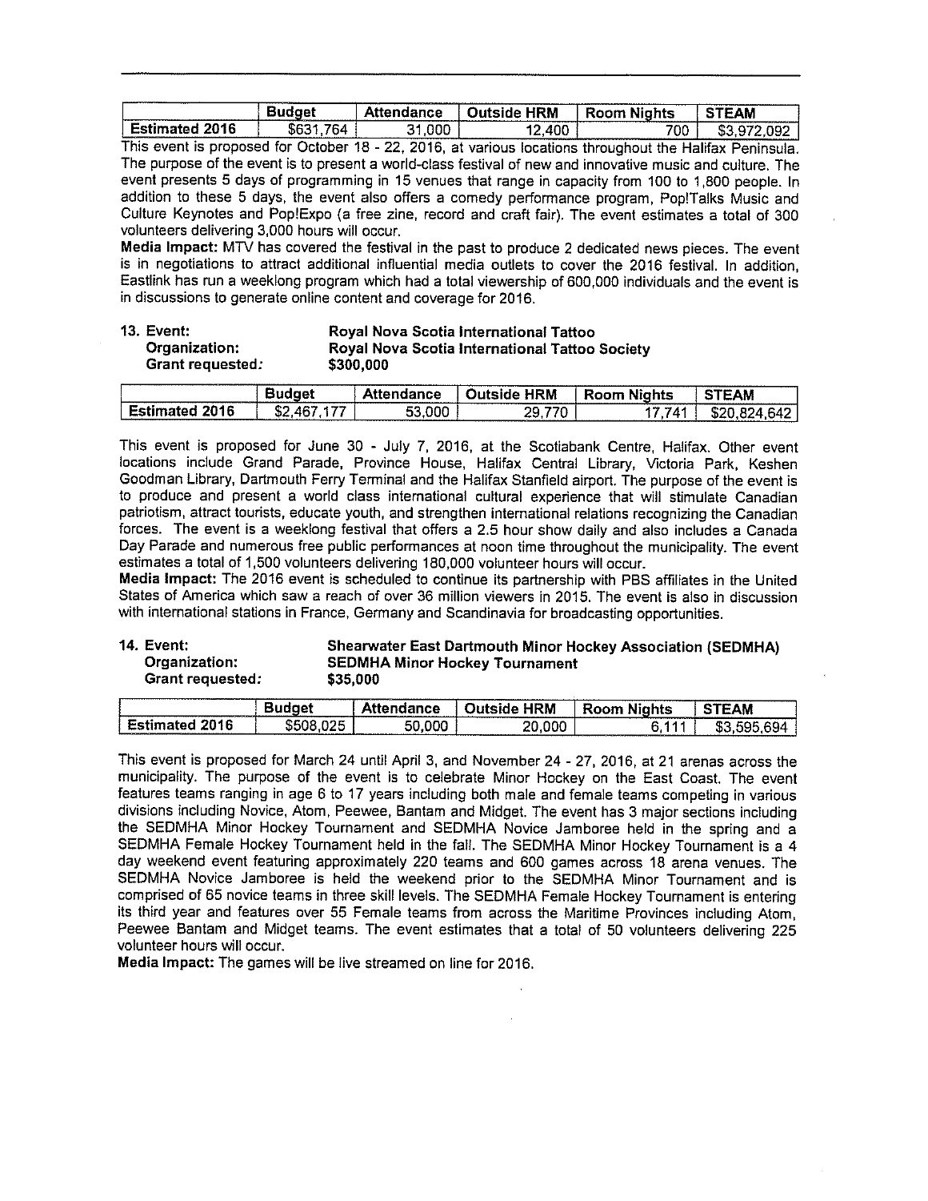| | Budget | Attendance | Outside HRM | Room Nights | STEAM |
|---|---|---|---|---|---|
| Estimated 2016 | $631,764 | 31,000 | 12,400 | 700 | $3,972,092 |

This event is proposed for October 18 - 22, 2016, at various locations throughout the Halifax Peninsula. The purpose of the event is to present a world-class festival of new and innovative music and culture. The event presents 5 days of programming in 15 venues that range in capacity from 100 to 1,800 people. In addition to these 5 days, the event also offers a comedy performance program, Pop!Talks Music and Culture Keynotes and Pop!Expo (a free zine, record and craft fair). The event estimates a total of 300 volunteers delivering 3,000 hours will occur.

**Media Impact:** MTV has covered the festival in the past to produce 2 dedicated news pieces. The event is in negotiations to attract additional influential media outlets to cover the 2016 festival. In addition, Eastlink has run a weeklong program which had a total viewership of 600,000 individuals and the event is in discussions to generate online content and coverage for 2016.

**13. Event:** **Royal Nova Scotia International Tattoo**
**Organization:** **Royal Nova Scotia International Tattoo Society**
**Grant requested:** **$300,000**

| | Budget | Attendance | Outside HRM | Room Nights | STEAM |
|---|---|---|---|---|---|
| Estimated 2016 | $2,467,177 | 53,000 | 29,770 | 17,741 | $20,824,642 |

This event is proposed for June 30 - July 7, 2016, at the Scotiabank Centre, Halifax. Other event locations include Grand Parade, Province House, Halifax Central Library, Victoria Park, Keshen Goodman Library, Dartmouth Ferry Terminal and the Halifax Stanfield airport. The purpose of the event is to produce and present a world class international cultural experience that will stimulate Canadian patriotism, attract tourists, educate youth, and strengthen international relations recognizing the Canadian forces. The event is a weeklong festival that offers a 2.5 hour show daily and also includes a Canada Day Parade and numerous free public performances at noon time throughout the municipality. The event estimates a total of 1,500 volunteers delivering 180,000 volunteer hours will occur.

**Media Impact:** The 2016 event is scheduled to continue its partnership with PBS affiliates in the United States of America which saw a reach of over 36 million viewers in 2015. The event is also in discussion with international stations in France, Germany and Scandinavia for broadcasting opportunities.

**14. Event:** **Shearwater East Dartmouth Minor Hockey Association (SEDMHA)**
**Organization:** **SEDMHA Minor Hockey Tournament**
**Grant requested:** **$35,000**

| | Budget | Attendance | Outside HRM | Room Nights | STEAM |
|---|---|---|---|---|---|
| Estimated 2016 | $508,025 | 50,000 | 20,000 | 6,111 | $3,595,694 |

This event is proposed for March 24 until April 3, and November 24 - 27, 2016, at 21 arenas across the municipality. The purpose of the event is to celebrate Minor Hockey on the East Coast. The event features teams ranging in age 6 to 17 years including both male and female teams competing in various divisions including Novice, Atom, Peewee, Bantam and Midget. The event has 3 major sections including the SEDMHA Minor Hockey Tournament and SEDMHA Novice Jamboree held in the spring and a SEDMHA Female Hockey Tournament held in the fall. The SEDMHA Minor Hockey Tournament is a 4 day weekend event featuring approximately 220 teams and 600 games across 18 arena venues. The SEDMHA Novice Jamboree is held the weekend prior to the SEDMHA Minor Tournament and is comprised of 65 novice teams in three skill levels. The SEDMHA Female Hockey Tournament is entering its third year and features over 55 Female teams from across the Maritime Provinces including Atom, Peewee Bantam and Midget teams. The event estimates that a total of 50 volunteers delivering 225 volunteer hours will occur.

**Media Impact:** The games will be live streamed on line for 2016.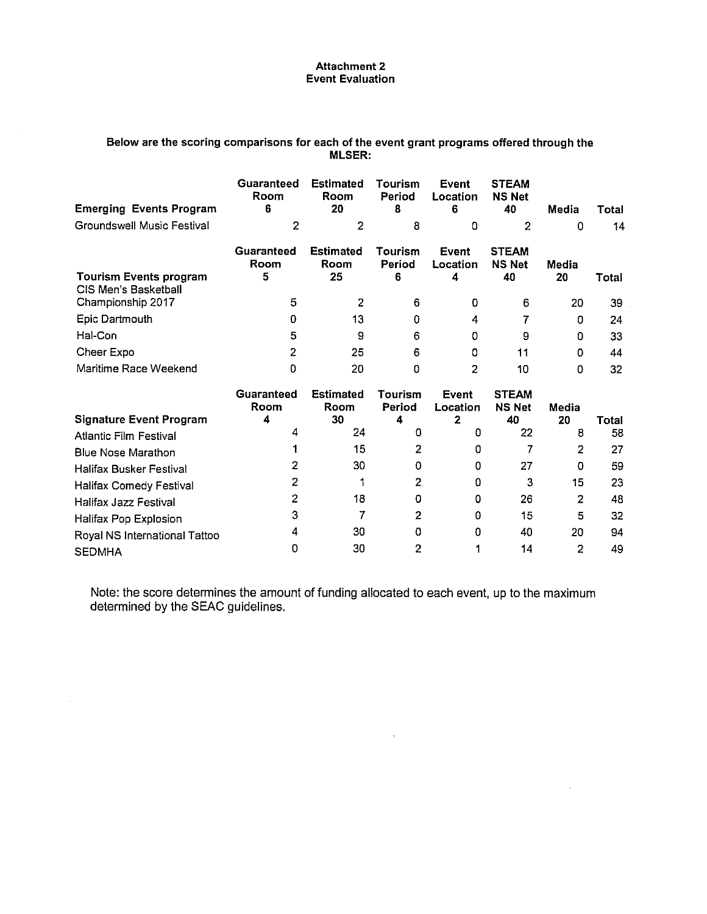**Attachment 2**
**Event Evaluation**

**Below are the scoring comparisons for each of the event grant programs offered through the MLSER:**

| Emerging Events Program | Guaranteed Room 6 | Estimated Room 20 | Tourism Period 8 | Event Location 6 | STEAM NS Net 40 | Media | Total |
|---|---|---|---|---|---|---|---|
| Groundswell Music Festival | 2 | 2 | 8 | 0 | 2 | 0 | 14 |

| Tourism Events program | Guaranteed Room 5 | Estimated Room 25 | Tourism Period 6 | Event Location 4 | STEAM NS Net 40 | Media 20 | Total |
|---|---|---|---|---|---|---|---|
| CIS Men's Basketball Championship 2017 | 5 | 2 | 6 | 0 | 6 | 20 | 39 |
| Epic Dartmouth | 0 | 13 | 0 | 4 | 7 | 0 | 24 |
| Hal-Con | 5 | 9 | 6 | 0 | 9 | 0 | 33 |
| Cheer Expo | 2 | 25 | 6 | 0 | 11 | 0 | 44 |
| Maritime Race Weekend | 0 | 20 | 0 | 2 | 10 | 0 | 32 |

| Signature Event Program | Guaranteed Room 4 | Estimated Room 30 | Tourism Period 4 | Event Location 2 | STEAM NS Net 40 | Media 20 | Total |
|---|---|---|---|---|---|---|---|
| Atlantic Film Festival | 4 | 24 | 0 | 0 | 22 | 8 | 58 |
| Blue Nose Marathon | 1 | 15 | 2 | 0 | 7 | 2 | 27 |
| Halifax Busker Festival | 2 | 30 | 0 | 0 | 27 | 0 | 59 |
| Halifax Comedy Festival | 2 | 1 | 2 | 0 | 3 | 15 | 23 |
| Halifax Jazz Festival | 2 | 18 | 0 | 0 | 26 | 2 | 48 |
| Halifax Pop Explosion | 3 | 7 | 2 | 0 | 15 | 5 | 32 |
| Royal NS International Tattoo | 4 | 30 | 0 | 0 | 40 | 20 | 94 |
| SEDMHA | 0 | 30 | 2 | 1 | 14 | 2 | 49 |

Note: the score determines the amount of funding allocated to each event, up to the maximum determined by the SEAC guidelines.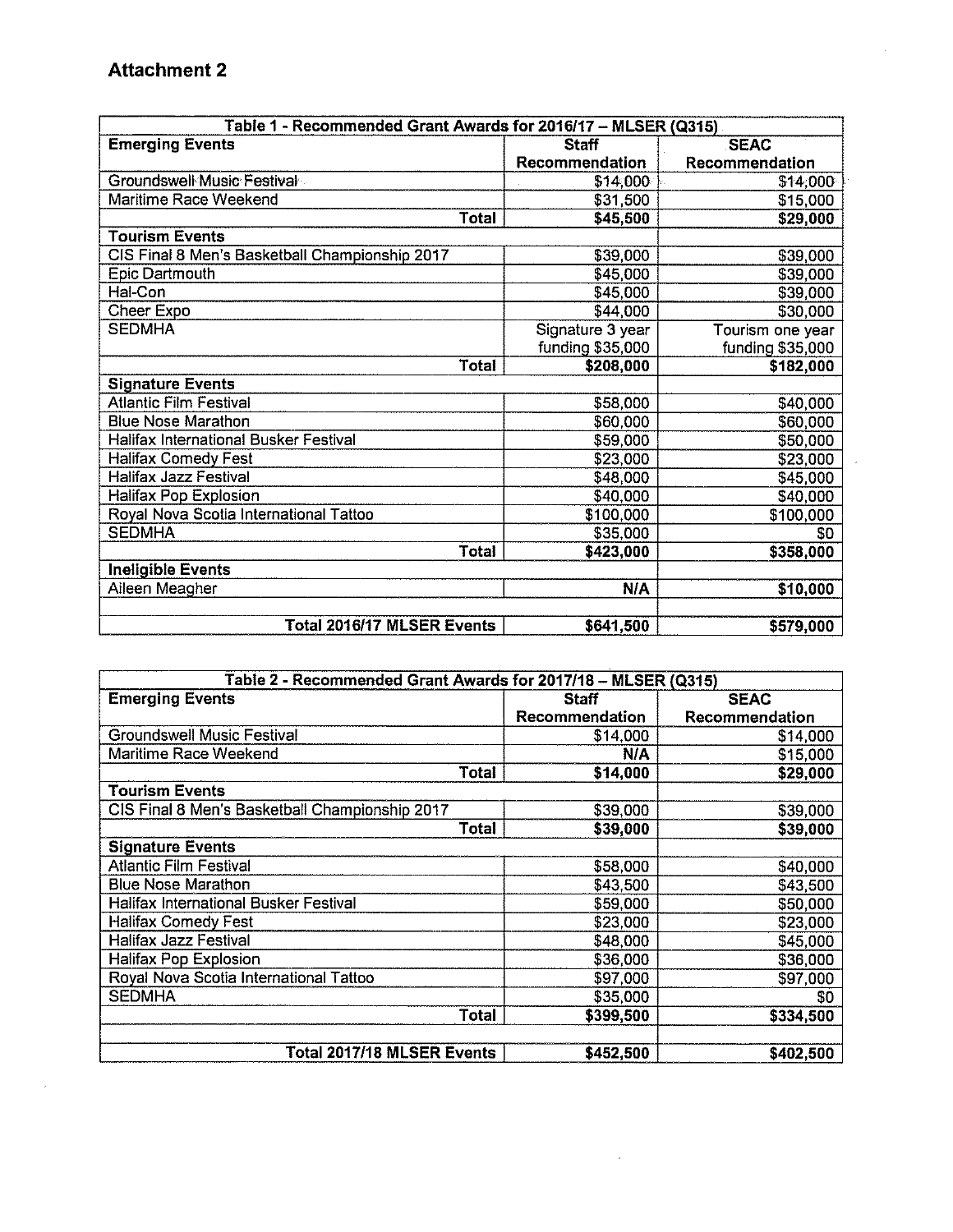# Attachment 2

| Table 1 - Recommended Grant Awards for 2016/17 – MLSER (Q315) | | |
|---|---|---|
| **Emerging Events** | **Staff Recommendation** | **SEAC Recommendation** |
| Groundswell Music Festival | $14,000 | $14,000 |
| Maritime Race Weekend | $31,500 | $15,000 |
| **Total** | **$45,500** | **$29,000** |
| **Tourism Events** | | |
| CIS Final 8 Men's Basketball Championship 2017 | $39,000 | $39,000 |
| Epic Dartmouth | $45,000 | $39,000 |
| Hal-Con | $45,000 | $39,000 |
| Cheer Expo | $44,000 | $30,000 |
| SEDMHA | Signature 3 year funding $35,000 | Tourism one year funding $35,000 |
| **Total** | **$208,000** | **$182,000** |
| **Signature Events** | | |
| Atlantic Film Festival | $58,000 | $40,000 |
| Blue Nose Marathon | $60,000 | $60,000 |
| Halifax International Busker Festival | $59,000 | $50,000 |
| Halifax Comedy Fest | $23,000 | $23,000 |
| Halifax Jazz Festival | $48,000 | $45,000 |
| Halifax Pop Explosion | $40,000 | $40,000 |
| Royal Nova Scotia International Tattoo | $100,000 | $100,000 |
| SEDMHA | $35,000 | $0 |
| **Total** | **$423,000** | **$358,000** |
| **Ineligible Events** | | |
| Aileen Meagher | **N/A** | **$10,000** |
| | | |
| **Total 2016/17 MLSER Events** | **$641,500** | **$579,000** |

| Table 2 - Recommended Grant Awards for 2017/18 – MLSER (Q315) | | |
|---|---|---|
| **Emerging Events** | **Staff Recommendation** | **SEAC Recommendation** |
| Groundswell Music Festival | $14,000 | $14,000 |
| Maritime Race Weekend | N/A | $15,000 |
| **Total** | **$14,000** | **$29,000** |
| **Tourism Events** | | |
| CIS Final 8 Men's Basketball Championship 2017 | $39,000 | $39,000 |
| **Total** | **$39,000** | **$39,000** |
| **Signature Events** | | |
| Atlantic Film Festival | $58,000 | $40,000 |
| Blue Nose Marathon | $43,500 | $43,500 |
| Halifax International Busker Festival | $59,000 | $50,000 |
| Halifax Comedy Fest | $23,000 | $23,000 |
| Halifax Jazz Festival | $48,000 | $45,000 |
| Halifax Pop Explosion | $36,000 | $36,000 |
| Royal Nova Scotia International Tattoo | $97,000 | $97,000 |
| SEDMHA | $35,000 | $0 |
| **Total** | **$399,500** | **$334,500** |
| | | |
| **Total 2017/18 MLSER Events** | **$452,500** | **$402,500** |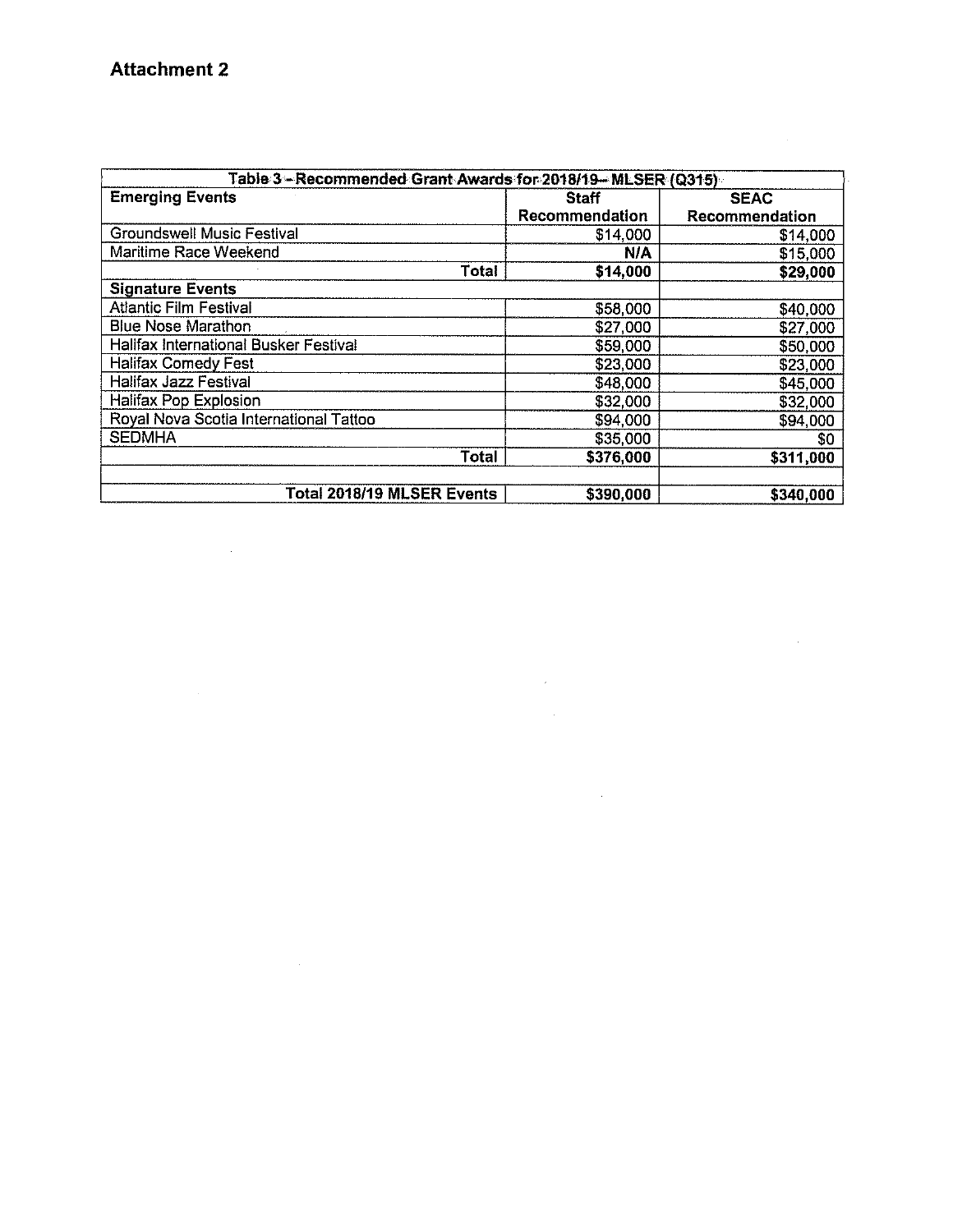# Attachment 2

| Table 3 – Recommended Grant Awards for 2018/19– MLSER (Q315) | | |
|---|---|---|
| **Emerging Events** | **Staff Recommendation** | **SEAC Recommendation** |
| Groundswell Music Festival | $14,000 | $14,000 |
| Maritime Race Weekend | **N/A** | $15,000 |
| **Total** | **$14,000** | **$29,000** |
| **Signature Events** | | |
| Atlantic Film Festival | $58,000 | $40,000 |
| Blue Nose Marathon | $27,000 | $27,000 |
| Halifax International Busker Festival | $59,000 | $50,000 |
| Halifax Comedy Fest | $23,000 | $23,000 |
| Halifax Jazz Festival | $48,000 | $45,000 |
| Halifax Pop Explosion | $32,000 | $32,000 |
| Royal Nova Scotia International Tattoo | $94,000 | $94,000 |
| SEDMHA | $35,000 | $0 |
| **Total** | **$376,000** | **$311,000** |
| | | |
| **Total 2018/19 MLSER Events** | **$390,000** | **$340,000** |